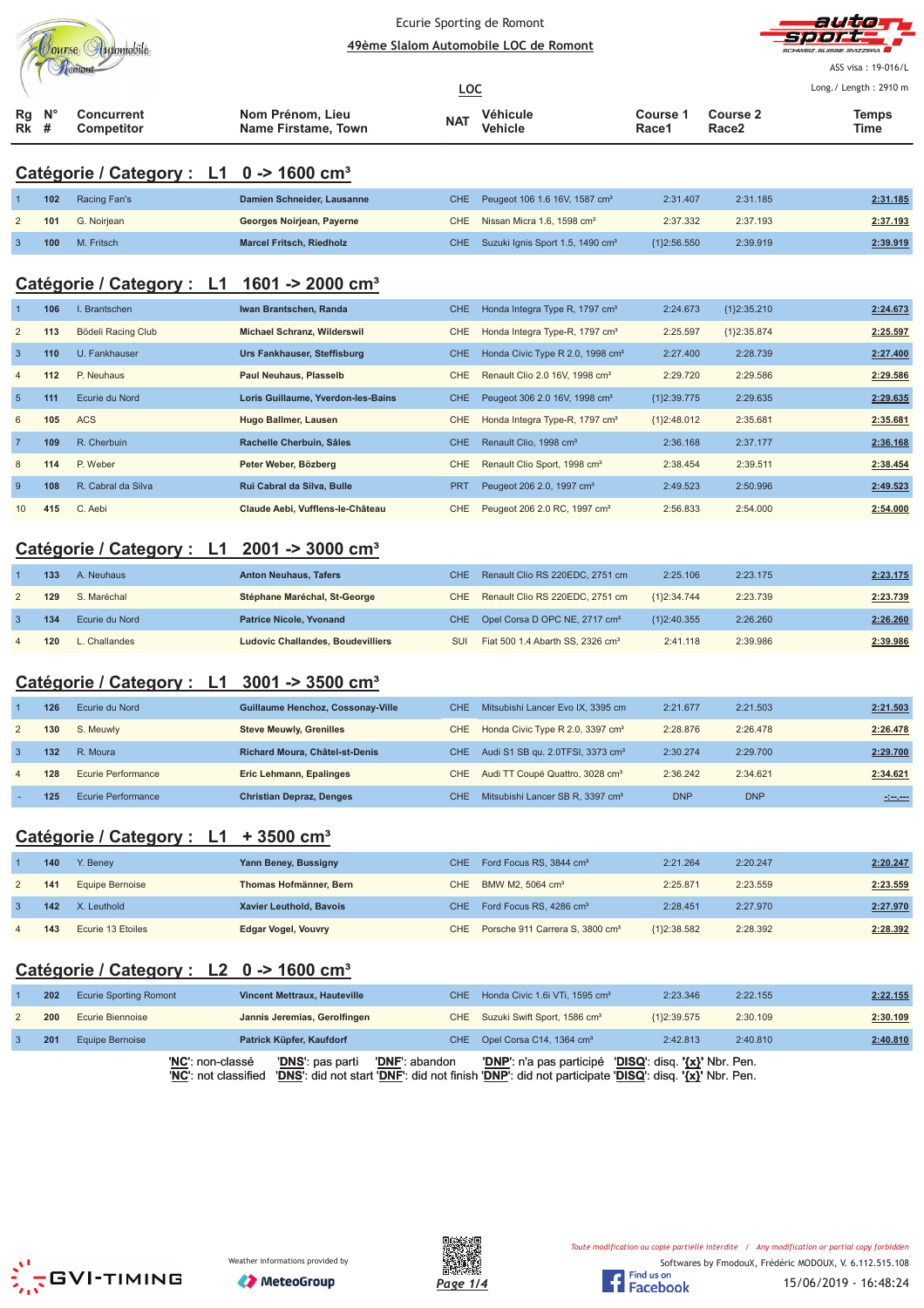Ecurie Sporting de Romont

**49ème Slalom Automobile LOC de Romont**

ASS visa : 19-016/L

Long./ Length : 2910 m

**LOC**

## Catégorie / Category : L1 0 -> 1600 cm³

| Rg Rk | N° # | Concurrent Competitor | Nom Prénom, Lieu Name Firstame, Town | NAT | Véhicule Vehicle | Course 1 Race1 | Course 2 Race2 | Temps Time |
|---|---|---|---|---|---|---|---|---|
| 1 | 102 | Racing Fan's | Damien Schneider, Lausanne | CHE | Peugeot 106 1.6 16V, 1587 cm³ | 2:31.407 | 2:31.185 | 2:31.185 |
| 2 | 101 | G. Noirjean | Georges Noirjean, Payerne | CHE | Nissan Micra 1.6, 1598 cm³ | 2:37.332 | 2:37.193 | 2:37.193 |
| 3 | 100 | M. Fritsch | Marcel Fritsch, Riedholz | CHE | Suzuki Ignis Sport 1.5, 1490 cm³ | {1}2:56.550 | 2:39.919 | 2:39.919 |

## Catégorie / Category : L1 1601 -> 2000 cm³

| Rg Rk | N° # | Concurrent Competitor | Nom Prénom, Lieu Name Firstame, Town | NAT | Véhicule Vehicle | Course 1 Race1 | Course 2 Race2 | Temps Time |
|---|---|---|---|---|---|---|---|---|
| 1 | 106 | I. Brantschen | Iwan Brantschen, Randa | CHE | Honda Integra Type R, 1797 cm³ | 2:24.673 | {1}2:35.210 | 2:24.673 |
| 2 | 113 | Bödeli Racing Club | Michael Schranz, Wilderswil | CHE | Honda Integra Type-R, 1797 cm³ | 2:25.597 | {1}2:35.874 | 2:25.597 |
| 3 | 110 | U. Fankhauser | Urs Fankhauser, Steffisburg | CHE | Honda Civic Type R 2.0, 1998 cm³ | 2:27.400 | 2:28.739 | 2:27.400 |
| 4 | 112 | P. Neuhaus | Paul Neuhaus, Plasselb | CHE | Renault Clio 2.0 16V, 1998 cm³ | 2:29.720 | 2:29.586 | 2:29.586 |
| 5 | 111 | Ecurie du Nord | Loris Guillaume, Yverdon-les-Bains | CHE | Peugeot 306 2.0 16V, 1998 cm³ | {1}2:39.775 | 2:29.635 | 2:29.635 |
| 6 | 105 | ACS | Hugo Ballmer, Lausen | CHE | Honda Integra Type-R, 1797 cm³ | {1}2:48.012 | 2:35.681 | 2:35.681 |
| 7 | 109 | R. Cherbuin | Rachelle Cherbuin, Sâles | CHE | Renault Clio, 1998 cm³ | 2:36.168 | 2:37.177 | 2:36.168 |
| 8 | 114 | P. Weber | Peter Weber, Bözberg | CHE | Renault Clio Sport, 1998 cm³ | 2:38.454 | 2:39.511 | 2:38.454 |
| 9 | 108 | R. Cabral da Silva | Rui Cabral da Silva, Bulle | PRT | Peugeot 206 2.0, 1997 cm³ | 2:49.523 | 2:50.996 | 2:49.523 |
| 10 | 415 | C. Aebi | Claude Aebi, Vufflens-le-Château | CHE | Peugeot 206 2.0 RC, 1997 cm³ | 2:56.833 | 2:54.000 | 2:54.000 |

## Catégorie / Category : L1 2001 -> 3000 cm³

| Rg Rk | N° # | Concurrent Competitor | Nom Prénom, Lieu Name Firstame, Town | NAT | Véhicule Vehicle | Course 1 Race1 | Course 2 Race2 | Temps Time |
|---|---|---|---|---|---|---|---|---|
| 1 | 133 | A. Neuhaus | Anton Neuhaus, Tafers | CHE | Renault Clio RS 220EDC, 2751 cm | 2:25.106 | 2:23.175 | 2:23.175 |
| 2 | 129 | S. Maréchal | Stéphane Maréchal, St-George | CHE | Renault Clio RS 220EDC, 2751 cm | {1}2:34.744 | 2:23.739 | 2:23.739 |
| 3 | 134 | Ecurie du Nord | Patrice Nicole, Yvonand | CHE | Opel Corsa D OPC NE, 2717 cm³ | {1}2:40.355 | 2:26.260 | 2:26.260 |
| 4 | 120 | L. Challandes | Ludovic Challandes, Boudevilliers | SUI | Fiat 500 1.4 Abarth SS, 2326 cm³ | 2:41.118 | 2:39.986 | 2:39.986 |

## Catégorie / Category : L1 3001 -> 3500 cm³

| Rg Rk | N° # | Concurrent Competitor | Nom Prénom, Lieu Name Firstame, Town | NAT | Véhicule Vehicle | Course 1 Race1 | Course 2 Race2 | Temps Time |
|---|---|---|---|---|---|---|---|---|
| 1 | 126 | Ecurie du Nord | Guillaume Henchoz, Cossonay-Ville | CHE | Mitsubishi Lancer Evo IX, 3395 cm | 2:21.677 | 2:21.503 | 2:21.503 |
| 2 | 130 | S. Meuwly | Steve Meuwly, Grenilles | CHE | Honda Civic Type R 2.0, 3397 cm³ | 2:28.876 | 2:26.478 | 2:26.478 |
| 3 | 132 | R. Moura | Richard Moura, Châtel-st-Denis | CHE | Audi S1 SB qu. 2.0TFSI, 3373 cm³ | 2:30.274 | 2:29.700 | 2:29.700 |
| 4 | 128 | Ecurie Performance | Eric Lehmann, Epalinges | CHE | Audi TT Coupé Quattro, 3028 cm³ | 2:36.242 | 2:34.621 | 2:34.621 |
| - | 125 | Ecurie Performance | Christian Depraz, Denges | CHE | Mitsubishi Lancer SB R, 3397 cm³ | DNP | DNP | -:--.--- |

## Catégorie / Category : L1 + 3500 cm³

| Rg Rk | N° # | Concurrent Competitor | Nom Prénom, Lieu Name Firstame, Town | NAT | Véhicule Vehicle | Course 1 Race1 | Course 2 Race2 | Temps Time |
|---|---|---|---|---|---|---|---|---|
| 1 | 140 | Y. Beney | Yann Beney, Bussigny | CHE | Ford Focus RS, 3844 cm³ | 2:21.264 | 2:20.247 | 2:20.247 |
| 2 | 141 | Equipe Bernoise | Thomas Hofmänner, Bern | CHE | BMW M2, 5064 cm³ | 2:25.871 | 2:23.559 | 2:23.559 |
| 3 | 142 | X. Leuthold | Xavier Leuthold, Bavois | CHE | Ford Focus RS, 4286 cm³ | 2:28.451 | 2:27.970 | 2:27.970 |
| 4 | 143 | Ecurie 13 Etoiles | Edgar Vogel, Vouvry | CHE | Porsche 911 Carrera S, 3800 cm³ | {1}2:38.582 | 2:28.392 | 2:28.392 |

## Catégorie / Category : L2 0 -> 1600 cm³

| Rg Rk | N° # | Concurrent Competitor | Nom Prénom, Lieu Name Firstame, Town | NAT | Véhicule Vehicle | Course 1 Race1 | Course 2 Race2 | Temps Time |
|---|---|---|---|---|---|---|---|---|
| 1 | 202 | Ecurie Sporting Romont | Vincent Mettraux, Hauteville | CHE | Honda Civic 1.6i VTi, 1595 cm³ | 2:23.346 | 2:22.155 | 2:22.155 |
| 2 | 200 | Ecurie Biennoise | Jannis Jeremias, Gerolfingen | CHE | Suzuki Swift Sport, 1586 cm³ | {1}2:39.575 | 2:30.109 | 2:30.109 |
| 3 | 201 | Equipe Bernoise | Patrick Küpfer, Kaufdorf | CHE | Opel Corsa C14, 1364 cm³ | 2:42.813 | 2:40.810 | 2:40.810 |

'NC': non-classé 'DNS': pas parti 'DNF': abandon 'DNP': n'a pas participé 'DISQ': disq. '{x}' Nbr. Pen.
'NC': not classified 'DNS': did not start 'DNF': did not finish 'DNP': did not participate 'DISQ': disq. '{x}' Nbr. Pen.

Weather informations provided by MeteoGroup

*Toute modification ou copie partielle interdite / Any modification or partial copy forbidden*

Softwares by FmodouX, Frédéric MODOUX, V. 6.112.515.108

15/06/2019 - 16:48:24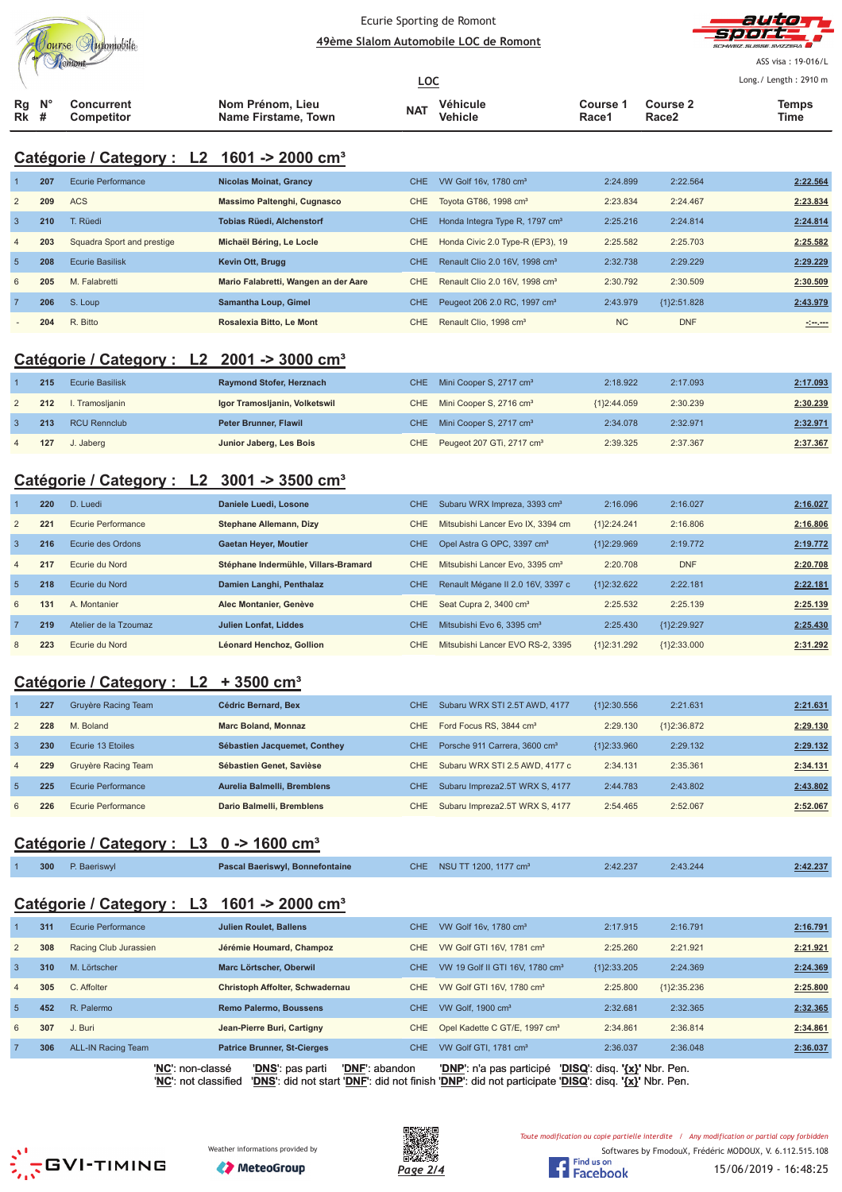Ecurie Sporting de Romont

49ème Slalom Automobile LOC de Romont

ASS visa : 19-016/L

LOC

Long./ Length : 2910 m

## Catégorie / Category : L2 1601 -> 2000 cm³

| Rg Rk | N° # | Concurrent Competitor | Nom Prénom, Lieu Name Firstame, Town | NAT | Véhicule Vehicle | Course 1 Race1 | Course 2 Race2 | Temps Time |
|---|---|---|---|---|---|---|---|---|
| 1 | 207 | Ecurie Performance | **Nicolas Moinat, Grancy** | CHE | VW Golf 16v, 1780 cm³ | 2:24.899 | 2:22.564 | **2:22.564** |
| 2 | 209 | ACS | **Massimo Paltenghi, Cugnasco** | CHE | Toyota GT86, 1998 cm³ | 2:23.834 | 2:24.467 | **2:23.834** |
| 3 | 210 | T. Rüedi | **Tobias Rüedi, Alchenstorf** | CHE | Honda Integra Type R, 1797 cm³ | 2:25.216 | 2:24.814 | **2:24.814** |
| 4 | 203 | Squadra Sport and prestige | **Michaël Béring, Le Locle** | CHE | Honda Civic 2.0 Type-R (EP3), 19 | 2:25.582 | 2:25.703 | **2:25.582** |
| 5 | 208 | Ecurie Basilisk | **Kevin Ott, Brugg** | CHE | Renault Clio 2.0 16V, 1998 cm³ | 2:32.738 | 2:29.229 | **2:29.229** |
| 6 | 205 | M. Falabretti | **Mario Falabretti, Wangen an der Aare** | CHE | Renault Clio 2.0 16V, 1998 cm³ | 2:30.792 | 2:30.509 | **2:30.509** |
| 7 | 206 | S. Loup | **Samantha Loup, Gimel** | CHE | Peugeot 206 2.0 RC, 1997 cm³ | 2:43.979 | {1}2:51.828 | **2:43.979** |
| - | 204 | R. Bitto | **Rosalexia Bitto, Le Mont** | CHE | Renault Clio, 1998 cm³ | NC | DNF | **-:--.---** |

## Catégorie / Category : L2 2001 -> 3000 cm³

| Rg Rk | N° # | Concurrent Competitor | Nom Prénom, Lieu Name Firstame, Town | NAT | Véhicule Vehicle | Course 1 Race1 | Course 2 Race2 | Temps Time |
|---|---|---|---|---|---|---|---|---|
| 1 | 215 | Ecurie Basilisk | **Raymond Stofer, Herznach** | CHE | Mini Cooper S, 2717 cm³ | 2:18.922 | 2:17.093 | **2:17.093** |
| 2 | 212 | I. Tramosljanin | **Igor Tramosljanin, Volketswil** | CHE | Mini Cooper S, 2716 cm³ | {1}2:44.059 | 2:30.239 | **2:30.239** |
| 3 | 213 | RCU Rennclub | **Peter Brunner, Flawil** | CHE | Mini Cooper S, 2717 cm³ | 2:34.078 | 2:32.971 | **2:32.971** |
| 4 | 127 | J. Jaberg | **Junior Jaberg, Les Bois** | CHE | Peugeot 207 GTi, 2717 cm³ | 2:39.325 | 2:37.367 | **2:37.367** |

## Catégorie / Category : L2 3001 -> 3500 cm³

| Rg Rk | N° # | Concurrent Competitor | Nom Prénom, Lieu Name Firstame, Town | NAT | Véhicule Vehicle | Course 1 Race1 | Course 2 Race2 | Temps Time |
|---|---|---|---|---|---|---|---|---|
| 1 | 220 | D. Luedi | **Daniele Luedi, Losone** | CHE | Subaru WRX Impreza, 3393 cm³ | 2:16.096 | 2:16.027 | **2:16.027** |
| 2 | 221 | Ecurie Performance | **Stephane Allemann, Dizy** | CHE | Mitsubishi Lancer Evo IX, 3394 cm | {1}2:24.241 | 2:16.806 | **2:16.806** |
| 3 | 216 | Ecurie des Ordons | **Gaetan Heyer, Moutier** | CHE | Opel Astra G OPC, 3397 cm³ | {1}2:29.969 | 2:19.772 | **2:19.772** |
| 4 | 217 | Ecurie du Nord | **Stéphane Indermühle, Villars-Bramard** | CHE | Mitsubishi Lancer Evo, 3395 cm³ | 2:20.708 | DNF | **2:20.708** |
| 5 | 218 | Ecurie du Nord | **Damien Langhi, Penthalaz** | CHE | Renault Mégane II 2.0 16V, 3397 c | {1}2:32.622 | 2:22.181 | **2:22.181** |
| 6 | 131 | A. Montanier | **Alec Montanier, Genève** | CHE | Seat Cupra 2, 3400 cm³ | 2:25.532 | 2:25.139 | **2:25.139** |
| 7 | 219 | Atelier de la Tzoumaz | **Julien Lonfat, Liddes** | CHE | Mitsubishi Evo 6, 3395 cm³ | 2:25.430 | {1}2:29.927 | **2:25.430** |
| 8 | 223 | Ecurie du Nord | **Léonard Henchoz, Gollion** | CHE | Mitsubishi Lancer EVO RS-2, 3395 | {1}2:31.292 | {1}2:33.000 | **2:31.292** |

## Catégorie / Category : L2 + 3500 cm³

| Rg Rk | N° # | Concurrent Competitor | Nom Prénom, Lieu Name Firstame, Town | NAT | Véhicule Vehicle | Course 1 Race1 | Course 2 Race2 | Temps Time |
|---|---|---|---|---|---|---|---|---|
| 1 | 227 | Gruyère Racing Team | **Cédric Bernard, Bex** | CHE | Subaru WRX STI 2.5T AWD, 4177 | {1}2:30.556 | 2:21.631 | **2:21.631** |
| 2 | 228 | M. Boland | **Marc Boland, Monnaz** | CHE | Ford Focus RS, 3844 cm³ | 2:29.130 | {1}2:36.872 | **2:29.130** |
| 3 | 230 | Ecurie 13 Etoiles | **Sébastien Jacquemet, Conthey** | CHE | Porsche 911 Carrera, 3600 cm³ | {1}2:33.960 | 2:29.132 | **2:29.132** |
| 4 | 229 | Gruyère Racing Team | **Sébastien Genet, Savièse** | CHE | Subaru WRX STI 2.5 AWD, 4177 c | 2:34.131 | 2:35.361 | **2:34.131** |
| 5 | 225 | Ecurie Performance | **Aurelia Balmelli, Bremblens** | CHE | Subaru Impreza2.5T WRX S, 4177 | 2:44.783 | 2:43.802 | **2:43.802** |
| 6 | 226 | Ecurie Performance | **Dario Balmelli, Bremblens** | CHE | Subaru Impreza2.5T WRX S, 4177 | 2:54.465 | 2:52.067 | **2:52.067** |

## Catégorie / Category : L3 0 -> 1600 cm³

| Rg Rk | N° # | Concurrent Competitor | Nom Prénom, Lieu Name Firstame, Town | NAT | Véhicule Vehicle | Course 1 Race1 | Course 2 Race2 | Temps Time |
|---|---|---|---|---|---|---|---|---|
| 1 | 300 | P. Baeriswyl | **Pascal Baeriswyl, Bonnefontaine** | CHE | NSU TT 1200, 1177 cm³ | 2:42.237 | 2:43.244 | **2:42.237** |

## Catégorie / Category : L3 1601 -> 2000 cm³

| Rg Rk | N° # | Concurrent Competitor | Nom Prénom, Lieu Name Firstame, Town | NAT | Véhicule Vehicle | Course 1 Race1 | Course 2 Race2 | Temps Time |
|---|---|---|---|---|---|---|---|---|
| 1 | 311 | Ecurie Performance | **Julien Roulet, Ballens** | CHE | VW Golf 16v, 1780 cm³ | 2:17.915 | 2:16.791 | **2:16.791** |
| 2 | 308 | Racing Club Jurassien | **Jérémie Houmard, Champoz** | CHE | VW Golf GTI 16V, 1781 cm³ | 2:25.260 | 2:21.921 | **2:21.921** |
| 3 | 310 | M. Lörtscher | **Marc Lörtscher, Oberwil** | CHE | VW 19 Golf II GTI 16V, 1780 cm³ | {1}2:33.205 | 2:24.369 | **2:24.369** |
| 4 | 305 | C. Affolter | **Christoph Affolter, Schwadernau** | CHE | VW Golf GTI 16V, 1780 cm³ | 2:25.800 | {1}2:35.236 | **2:25.800** |
| 5 | 452 | R. Palermo | **Remo Palermo, Boussens** | CHE | VW Golf, 1900 cm³ | 2:32.681 | 2:32.365 | **2:32.365** |
| 6 | 307 | J. Buri | **Jean-Pierre Buri, Cartigny** | CHE | Opel Kadette C GT/E, 1997 cm³ | 2:34.861 | 2:36.814 | **2:34.861** |
| 7 | 306 | ALL-IN Racing Team | **Patrice Brunner, St-Cierges** | CHE | VW Golf GTI, 1781 cm³ | 2:36.037 | 2:36.048 | **2:36.037** |

'**NC**': non-classé '**DNS**': pas parti '**DNF**': abandon '**DNP**': n'a pas participé '**DISQ**': disq. '**{x}**' Nbr. Pen.
'**NC**': not classified '**DNS**': did not start '**DNF**': did not finish '**DNP**': did not participate '**DISQ**': disq. '**{x}**' Nbr. Pen.

Weather informations provided by MeteoGroup

*Toute modification ou copie partielle interdite / Any modification or partial copy forbidden*

Softwares by FmodouX, Frédéric MODOUX, V. 6.112.515.108

15/06/2019 - 16:48:25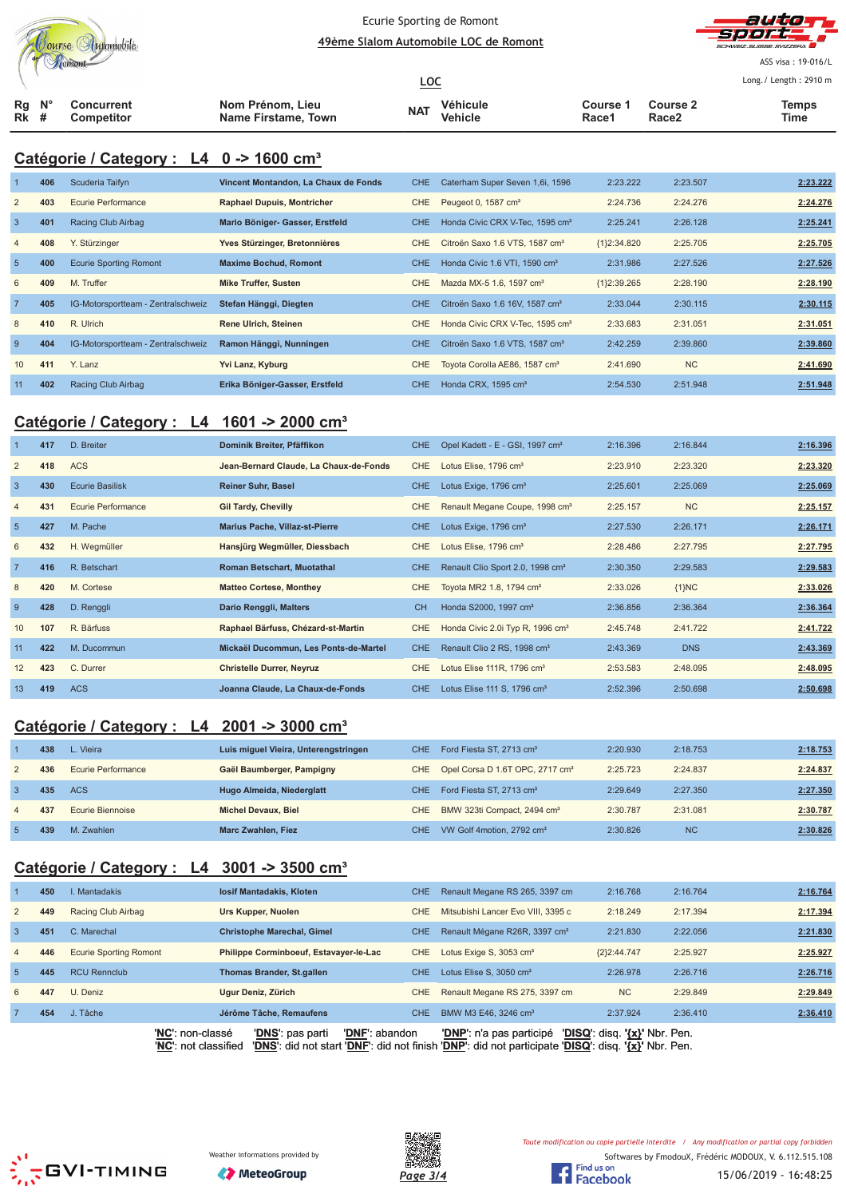Ecurie Sporting de Romont

**49ème Slalom Automobile LOC de Romont**

ASS visa : 19-016/L

Long./ Length : 2910 m

LOC

## Catégorie / Category : L4 0 -> 1600 cm³

| Rg Rk | N° # | Concurrent Competitor | Nom Prénom, Lieu Name Firstame, Town | NAT | Véhicule Vehicle | Course 1 Race1 | Course 2 Race2 | Temps Time |
|---|---|---|---|---|---|---|---|---|
| 1 | 406 | Scuderia Taifyn | Vincent Montandon, La Chaux de Fonds | CHE | Caterham Super Seven 1,6i, 1596 | 2:23.222 | 2:23.507 | 2:23.222 |
| 2 | 403 | Ecurie Performance | Raphael Dupuis, Montricher | CHE | Peugeot 0, 1587 cm³ | 2:24.736 | 2:24.276 | 2:24.276 |
| 3 | 401 | Racing Club Airbag | Mario Böniger- Gasser, Erstfeld | CHE | Honda Civic CRX V-Tec, 1595 cm³ | 2:25.241 | 2:26.128 | 2:25.241 |
| 4 | 408 | Y. Stürzinger | Yves Stürzinger, Bretonnières | CHE | Citroën Saxo 1.6 VTS, 1587 cm³ | {1}2:34.820 | 2:25.705 | 2:25.705 |
| 5 | 400 | Ecurie Sporting Romont | Maxime Bochud, Romont | CHE | Honda Civic 1.6 VTI, 1590 cm³ | 2:31.986 | 2:27.526 | 2:27.526 |
| 6 | 409 | M. Truffer | Mike Truffer, Susten | CHE | Mazda MX-5 1.6, 1597 cm³ | {1}2:39.265 | 2:28.190 | 2:28.190 |
| 7 | 405 | IG-Motorsportteam - Zentralschweiz | Stefan Hänggi, Diegten | CHE | Citroën Saxo 1.6 16V, 1587 cm³ | 2:33.044 | 2:30.115 | 2:30.115 |
| 8 | 410 | R. Ulrich | Rene Ulrich, Steinen | CHE | Honda Civic CRX V-Tec, 1595 cm³ | 2:33.683 | 2:31.051 | 2:31.051 |
| 9 | 404 | IG-Motorsportteam - Zentralschweiz | Ramon Hänggi, Nunningen | CHE | Citroën Saxo 1.6 VTS, 1587 cm³ | 2:42.259 | 2:39.860 | 2:39.860 |
| 10 | 411 | Y. Lanz | Yvi Lanz, Kyburg | CHE | Toyota Corolla AE86, 1587 cm³ | 2:41.690 | NC | 2:41.690 |
| 11 | 402 | Racing Club Airbag | Erika Böniger-Gasser, Erstfeld | CHE | Honda CRX, 1595 cm³ | 2:54.530 | 2:51.948 | 2:51.948 |

## Catégorie / Category : L4 1601 -> 2000 cm³

| Rg Rk | N° # | Concurrent Competitor | Nom Prénom, Lieu Name Firstame, Town | NAT | Véhicule Vehicle | Course 1 Race1 | Course 2 Race2 | Temps Time |
|---|---|---|---|---|---|---|---|---|
| 1 | 417 | D. Breiter | Dominik Breiter, Pfäffikon | CHE | Opel Kadett - E - GSI, 1997 cm³ | 2:16.396 | 2:16.844 | 2:16.396 |
| 2 | 418 | ACS | Jean-Bernard Claude, La Chaux-de-Fonds | CHE | Lotus Elise, 1796 cm³ | 2:23.910 | 2:23.320 | 2:23.320 |
| 3 | 430 | Ecurie Basilisk | Reiner Suhr, Basel | CHE | Lotus Exige, 1796 cm³ | 2:25.601 | 2:25.069 | 2:25.069 |
| 4 | 431 | Ecurie Performance | Gil Tardy, Chevilly | CHE | Renault Megane Coupe, 1998 cm³ | 2:25.157 | NC | 2:25.157 |
| 5 | 427 | M. Pache | Marius Pache, Villaz-st-Pierre | CHE | Lotus Exige, 1796 cm³ | 2:27.530 | 2:26.171 | 2:26.171 |
| 6 | 432 | H. Wegmüller | Hansjürg Wegmüller, Diessbach | CHE | Lotus Elise, 1796 cm³ | 2:28.486 | 2:27.795 | 2:27.795 |
| 7 | 416 | R. Betschart | Roman Betschart, Muotathal | CHE | Renault Clio Sport 2.0, 1998 cm³ | 2:30.350 | 2:29.583 | 2:29.583 |
| 8 | 420 | M. Cortese | Matteo Cortese, Monthey | CHE | Toyota MR2 1.8, 1794 cm³ | 2:33.026 | {1}NC | 2:33.026 |
| 9 | 428 | D. Renggli | Dario Renggli, Malters | CH | Honda S2000, 1997 cm³ | 2:36.856 | 2:36.364 | 2:36.364 |
| 10 | 107 | R. Bärfuss | Raphael Bärfuss, Chézard-st-Martin | CHE | Honda Civic 2.0i Typ R, 1996 cm³ | 2:45.748 | 2:41.722 | 2:41.722 |
| 11 | 422 | M. Ducommun | Mickaël Ducommun, Les Ponts-de-Martel | CHE | Renault Clio 2 RS, 1998 cm³ | 2:43.369 | DNS | 2:43.369 |
| 12 | 423 | C. Durrer | Christelle Durrer, Neyruz | CHE | Lotus Elise 111R, 1796 cm³ | 2:53.583 | 2:48.095 | 2:48.095 |
| 13 | 419 | ACS | Joanna Claude, La Chaux-de-Fonds | CHE | Lotus Elise 111 S, 1796 cm³ | 2:52.396 | 2:50.698 | 2:50.698 |

## Catégorie / Category : L4 2001 -> 3000 cm³

| Rg Rk | N° # | Concurrent Competitor | Nom Prénom, Lieu Name Firstame, Town | NAT | Véhicule Vehicle | Course 1 Race1 | Course 2 Race2 | Temps Time |
|---|---|---|---|---|---|---|---|---|
| 1 | 438 | L. Vieira | Luis miguel Vieira, Unterengstringen | CHE | Ford Fiesta ST, 2713 cm³ | 2:20.930 | 2:18.753 | 2:18.753 |
| 2 | 436 | Ecurie Performance | Gaël Baumberger, Pampigny | CHE | Opel Corsa D 1.6T OPC, 2717 cm³ | 2:25.723 | 2:24.837 | 2:24.837 |
| 3 | 435 | ACS | Hugo Almeida, Niederglatt | CHE | Ford Fiesta ST, 2713 cm³ | 2:29.649 | 2:27.350 | 2:27.350 |
| 4 | 437 | Ecurie Biennoise | Michel Devaux, Biel | CHE | BMW 323ti Compact, 2494 cm³ | 2:30.787 | 2:31.081 | 2:30.787 |
| 5 | 439 | M. Zwahlen | Marc Zwahlen, Fiez | CHE | VW Golf 4motion, 2792 cm³ | 2:30.826 | NC | 2:30.826 |

## Catégorie / Category : L4 3001 -> 3500 cm³

| Rg Rk | N° # | Concurrent Competitor | Nom Prénom, Lieu Name Firstame, Town | NAT | Véhicule Vehicle | Course 1 Race1 | Course 2 Race2 | Temps Time |
|---|---|---|---|---|---|---|---|---|
| 1 | 450 | I. Mantadakis | Iosif Mantadakis, Kloten | CHE | Renault Megane RS 265, 3397 cm | 2:16.768 | 2:16.764 | 2:16.764 |
| 2 | 449 | Racing Club Airbag | Urs Kupper, Nuolen | CHE | Mitsubishi Lancer Evo VIII, 3395 c | 2:18.249 | 2:17.394 | 2:17.394 |
| 3 | 451 | C. Marechal | Christophe Marechal, Gimel | CHE | Renault Mégane R26R, 3397 cm³ | 2:21.830 | 2:22.056 | 2:21.830 |
| 4 | 446 | Ecurie Sporting Romont | Philippe Corminboeuf, Estavayer-le-Lac | CHE | Lotus Exige S, 3053 cm³ | {2}2:44.747 | 2:25.927 | 2:25.927 |
| 5 | 445 | RCU Rennclub | Thomas Brander, St.gallen | CHE | Lotus Elise S, 3050 cm³ | 2:26.978 | 2:26.716 | 2:26.716 |
| 6 | 447 | U. Deniz | Ugur Deniz, Zürich | CHE | Renault Megane RS 275, 3397 cm | NC | 2:29.849 | 2:29.849 |
| 7 | 454 | J. Tâche | Jérôme Tâche, Remaufens | CHE | BMW M3 E46, 3246 cm³ | 2:37.924 | 2:36.410 | 2:36.410 |

'NC': non-classé 'DNS': pas parti 'DNF': abandon 'DNP': n'a pas participé 'DISQ': disq. '{x}' Nbr. Pen.
'NC': not classified 'DNS': did not start 'DNF': did not finish 'DNP': did not participate 'DISQ': disq. '{x}' Nbr. Pen.

Toute modification ou copie partielle interdite / Any modification or partial copy forbidden

Softwares by FmodouX, Frédéric MODOUX, V. 6.112.515.108

Weather informations provided by MeteoGroup

15/06/2019 - 16:48:25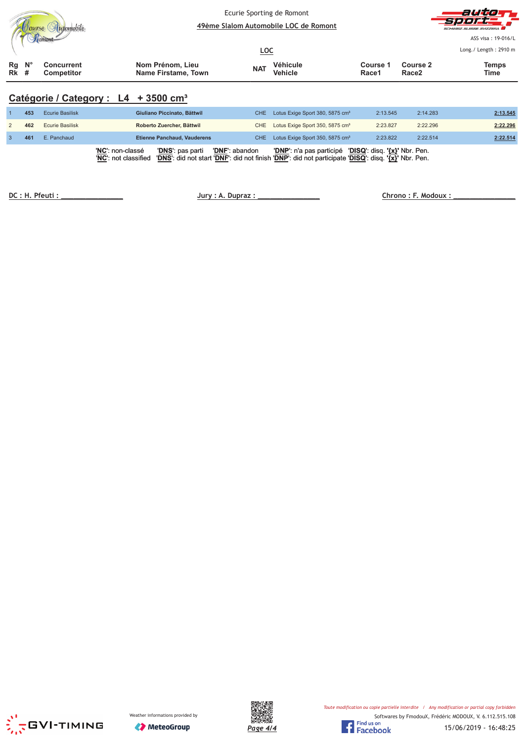Ecurie Sporting de Romont

49ème Slalom Automobile LOC de Romont

ASS visa : 19-016/L

Long./ Length : 2910 m

LOC

## Catégorie / Category : L4 + 3500 cm³

| Rg Rk | N° # | Concurrent Competitor | Nom Prénom, Lieu Name Firstame, Town | NAT | Véhicule Vehicle | Course 1 Race1 | Course 2 Race2 | Temps Time |
|---|---|---|---|---|---|---|---|---|
| 1 | 453 | Ecurie Basilisk | **Giuliano Piccinato, Bättwil** | CHE | Lotus Exige Sport 380, 5875 cm³ | 2:13.545 | 2:14.283 | **2:13.545** |
| 2 | 462 | Ecurie Basilisk | **Roberto Zuercher, Bättwil** | CHE | Lotus Exige Sport 350, 5875 cm³ | 2:23.827 | 2:22.296 | **2:22.296** |
| 3 | 461 | E. Panchaud | **Etienne Panchaud, Vauderens** | CHE | Lotus Exige Sport 350, 5875 cm³ | 2:23.822 | 2:22.514 | **2:22.514** |

'**NC**': non-classé '**DNS**': pas parti '**DNF**': abandon '**DNP**': n'a pas participé '**DISQ**': disq. '**{x}**' Nbr. Pen.
'**NC**': not classified '**DNS**': did not start '**DNF**': did not finish '**DNP**': did not participate '**DISQ**': disq. '**{x}**' Nbr. Pen.

DC : H. Pfeuti : ________________ Jury : A. Dupraz : ________________ Chrono : F. Modoux : ________________

Weather informations provided by MeteoGroup

*Toute modification ou copie partielle interdite / Any modification or partial copy forbidden*

Softwares by FmodouX, Frédéric MODOUX, V. 6.112.515.108

15/06/2019 - 16:48:25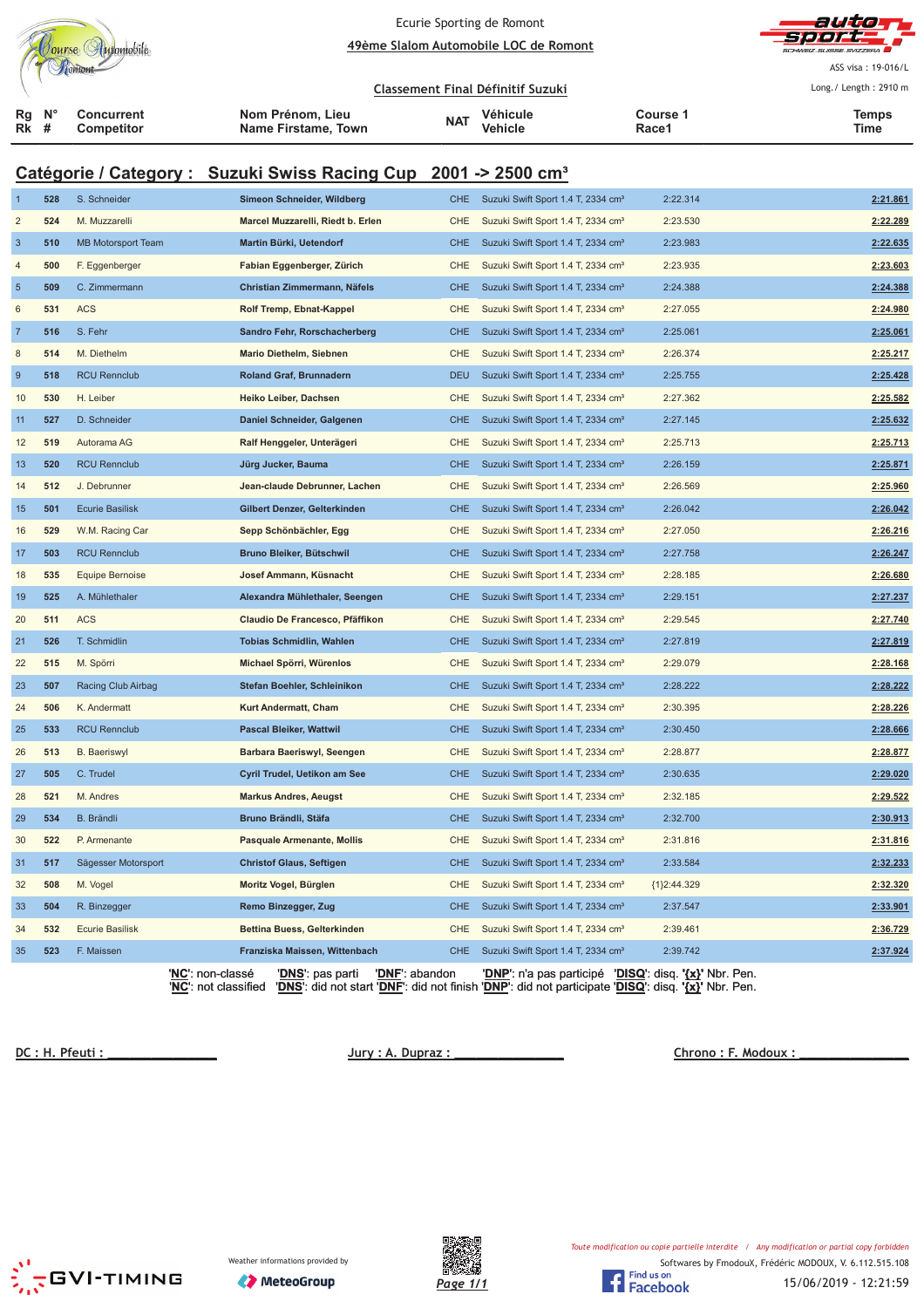Ecurie Sporting de Romont

49ème Slalom Automobile LOC de Romont

ASS visa : 19-016/L

Classement Final Définitif Suzuki

Long./ Length : 2910 m

## Catégorie / Category : Suzuki Swiss Racing Cup 2001 -> 2500 cm³

| Rg Rk | N° # | Concurrent Competitor | Nom Prénom, Lieu Name Firstame, Town | NAT | Véhicule Vehicle | Course 1 Race1 | Temps Time |
|---|---|---|---|---|---|---|---|
| 1 | 528 | S. Schneider | Simeon Schneider, Wildberg | CHE | Suzuki Swift Sport 1.4 T, 2334 cm³ | 2:22.314 | 2:21.861 |
| 2 | 524 | M. Muzzarelli | Marcel Muzzarelli, Riedt b. Erlen | CHE | Suzuki Swift Sport 1.4 T, 2334 cm³ | 2:23.530 | 2:22.289 |
| 3 | 510 | MB Motorsport Team | Martin Bürki, Uetendorf | CHE | Suzuki Swift Sport 1.4 T, 2334 cm³ | 2:23.983 | 2:22.635 |
| 4 | 500 | F. Eggenberger | Fabian Eggenberger, Zürich | CHE | Suzuki Swift Sport 1.4 T, 2334 cm³ | 2:23.935 | 2:23.603 |
| 5 | 509 | C. Zimmermann | Christian Zimmermann, Näfels | CHE | Suzuki Swift Sport 1.4 T, 2334 cm³ | 2:24.388 | 2:24.388 |
| 6 | 531 | ACS | Rolf Tremp, Ebnat-Kappel | CHE | Suzuki Swift Sport 1.4 T, 2334 cm³ | 2:27.055 | 2:24.980 |
| 7 | 516 | S. Fehr | Sandro Fehr, Rorschacherberg | CHE | Suzuki Swift Sport 1.4 T, 2334 cm³ | 2:25.061 | 2:25.061 |
| 8 | 514 | M. Diethelm | Mario Diethelm, Siebnen | CHE | Suzuki Swift Sport 1.4 T, 2334 cm³ | 2:26.374 | 2:25.217 |
| 9 | 518 | RCU Rennclub | Roland Graf, Brunnadern | DEU | Suzuki Swift Sport 1.4 T, 2334 cm³ | 2:25.755 | 2:25.428 |
| 10 | 530 | H. Leiber | Heiko Leiber, Dachsen | CHE | Suzuki Swift Sport 1.4 T, 2334 cm³ | 2:27.362 | 2:25.582 |
| 11 | 527 | D. Schneider | Daniel Schneider, Galgenen | CHE | Suzuki Swift Sport 1.4 T, 2334 cm³ | 2:27.145 | 2:25.632 |
| 12 | 519 | Autorama AG | Ralf Henggeler, Unterägeri | CHE | Suzuki Swift Sport 1.4 T, 2334 cm³ | 2:25.713 | 2:25.713 |
| 13 | 520 | RCU Rennclub | Jürg Jucker, Bauma | CHE | Suzuki Swift Sport 1.4 T, 2334 cm³ | 2:26.159 | 2:25.871 |
| 14 | 512 | J. Debrunner | Jean-claude Debrunner, Lachen | CHE | Suzuki Swift Sport 1.4 T, 2334 cm³ | 2:26.569 | 2:25.960 |
| 15 | 501 | Ecurie Basilisk | Gilbert Denzer, Gelterkinden | CHE | Suzuki Swift Sport 1.4 T, 2334 cm³ | 2:26.042 | 2:26.042 |
| 16 | 529 | W.M. Racing Car | Sepp Schönbächler, Egg | CHE | Suzuki Swift Sport 1.4 T, 2334 cm³ | 2:27.050 | 2:26.216 |
| 17 | 503 | RCU Rennclub | Bruno Bleiker, Bütschwil | CHE | Suzuki Swift Sport 1.4 T, 2334 cm³ | 2:27.758 | 2:26.247 |
| 18 | 535 | Equipe Bernoise | Josef Ammann, Küsnacht | CHE | Suzuki Swift Sport 1.4 T, 2334 cm³ | 2:28.185 | 2:26.680 |
| 19 | 525 | A. Mühlethaler | Alexandra Mühlethaler, Seengen | CHE | Suzuki Swift Sport 1.4 T, 2334 cm³ | 2:29.151 | 2:27.237 |
| 20 | 511 | ACS | Claudio De Francesco, Pfäffikon | CHE | Suzuki Swift Sport 1.4 T, 2334 cm³ | 2:29.545 | 2:27.740 |
| 21 | 526 | T. Schmidlin | Tobias Schmidlin, Wahlen | CHE | Suzuki Swift Sport 1.4 T, 2334 cm³ | 2:27.819 | 2:27.819 |
| 22 | 515 | M. Spörri | Michael Spörri, Würenlos | CHE | Suzuki Swift Sport 1.4 T, 2334 cm³ | 2:29.079 | 2:28.168 |
| 23 | 507 | Racing Club Airbag | Stefan Boehler, Schleinikon | CHE | Suzuki Swift Sport 1.4 T, 2334 cm³ | 2:28.222 | 2:28.222 |
| 24 | 506 | K. Andermatt | Kurt Andermatt, Cham | CHE | Suzuki Swift Sport 1.4 T, 2334 cm³ | 2:30.395 | 2:28.226 |
| 25 | 533 | RCU Rennclub | Pascal Bleiker, Wattwil | CHE | Suzuki Swift Sport 1.4 T, 2334 cm³ | 2:30.450 | 2:28.666 |
| 26 | 513 | B. Baeriswyl | Barbara Baeriswyl, Seengen | CHE | Suzuki Swift Sport 1.4 T, 2334 cm³ | 2:28.877 | 2:28.877 |
| 27 | 505 | C. Trudel | Cyril Trudel, Uetikon am See | CHE | Suzuki Swift Sport 1.4 T, 2334 cm³ | 2:30.635 | 2:29.020 |
| 28 | 521 | M. Andres | Markus Andres, Aeugst | CHE | Suzuki Swift Sport 1.4 T, 2334 cm³ | 2:32.185 | 2:29.522 |
| 29 | 534 | B. Brändli | Bruno Brändli, Stäfa | CHE | Suzuki Swift Sport 1.4 T, 2334 cm³ | 2:32.700 | 2:30.913 |
| 30 | 522 | P. Armenante | Pasquale Armenante, Mollis | CHE | Suzuki Swift Sport 1.4 T, 2334 cm³ | 2:31.816 | 2:31.816 |
| 31 | 517 | Sägesser Motorsport | Christof Glaus, Seftigen | CHE | Suzuki Swift Sport 1.4 T, 2334 cm³ | 2:33.584 | 2:32.233 |
| 32 | 508 | M. Vogel | Moritz Vogel, Bürglen | CHE | Suzuki Swift Sport 1.4 T, 2334 cm³ | {1}2:44.329 | 2:32.320 |
| 33 | 504 | R. Binzegger | Remo Binzegger, Zug | CHE | Suzuki Swift Sport 1.4 T, 2334 cm³ | 2:37.547 | 2:33.901 |
| 34 | 532 | Ecurie Basilisk | Bettina Buess, Gelterkinden | CHE | Suzuki Swift Sport 1.4 T, 2334 cm³ | 2:39.461 | 2:36.729 |
| 35 | 523 | F. Maissen | Franziska Maissen, Wittenbach | CHE | Suzuki Swift Sport 1.4 T, 2334 cm³ | 2:39.742 | 2:37.924 |

'NC': non-classé 'DNS': pas parti 'DNF': abandon 'DNP': n'a pas participé 'DISQ': disq. '{x}' Nbr. Pen.
'NC': not classified 'DNS': did not start 'DNF': did not finish 'DNP': did not participate 'DISQ': disq. '{x}' Nbr. Pen.

DC : H. Pfeuti : _______________ Jury : A. Dupraz : _______________ Chrono : F. Modoux : _______________

Weather informations provided by MeteoGroup

*Toute modification ou copie partielle interdite / Any modification or partial copy forbidden*

Softwares by FmodouX, Frédéric MODOUX, V. 6.112.515.108

15/06/2019 - 12:21:59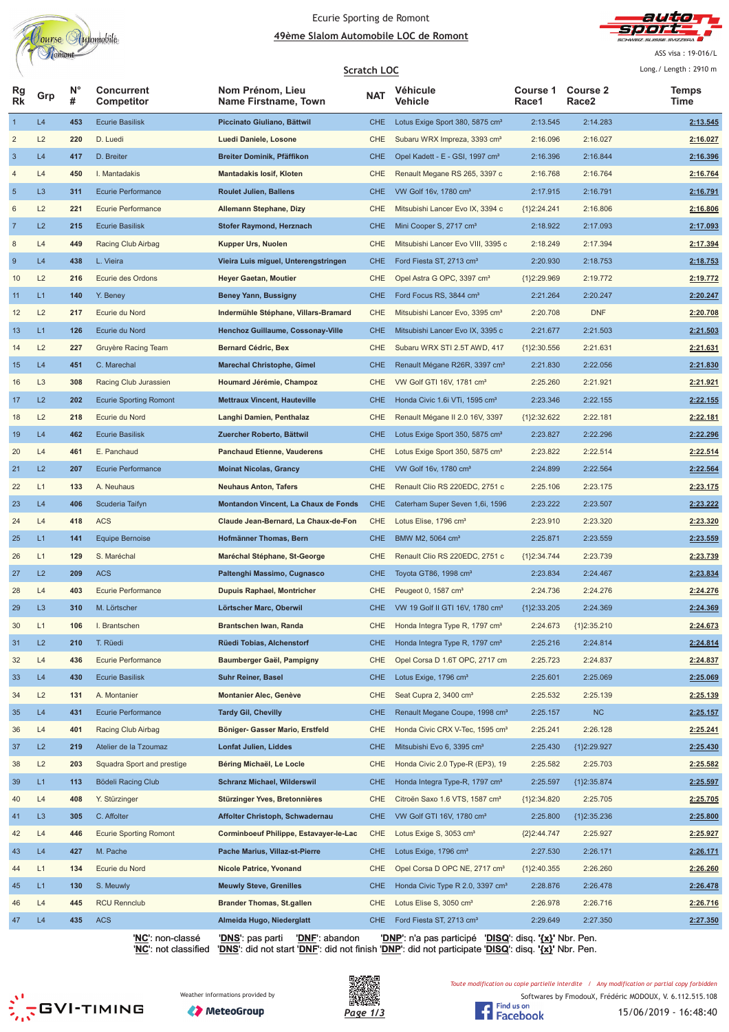Ecurie Sporting de Romont

## 49ème Slalom Automobile LOC de Romont

ASS visa : 19-016/L

### Scratch LOC

Long./ Length : 2910 m

| Rg Rk | Grp | N° # | Concurrent Competitor | Nom Prénom, Lieu Name Firstname, Town | NAT | Véhicule Vehicle | Course 1 Race1 | Course 2 Race2 | Temps Time |
|---|---|---|---|---|---|---|---|---|---|
| 1 | L4 | 453 | Ecurie Basilisk | Piccinato Giuliano, Bättwil | CHE | Lotus Exige Sport 380, 5875 cm³ | 2:13.545 | 2:14.283 | 2:13.545 |
| 2 | L2 | 220 | D. Luedi | Luedi Daniele, Losone | CHE | Subaru WRX Impreza, 3393 cm³ | 2:16.096 | 2:16.027 | 2:16.027 |
| 3 | L4 | 417 | D. Breiter | Breiter Dominik, Pfäffikon | CHE | Opel Kadett - E - GSI, 1997 cm³ | 2:16.396 | 2:16.844 | 2:16.396 |
| 4 | L4 | 450 | I. Mantadakis | Mantadakis Iosif, Kloten | CHE | Renault Megane RS 265, 3397 c | 2:16.768 | 2:16.764 | 2:16.764 |
| 5 | L3 | 311 | Ecurie Performance | Roulet Julien, Ballens | CHE | VW Golf 16v, 1780 cm³ | 2:17.915 | 2:16.791 | 2:16.791 |
| 6 | L2 | 221 | Ecurie Performance | Allemann Stephane, Dizy | CHE | Mitsubishi Lancer Evo IX, 3394 c | {1}2:24.241 | 2:16.806 | 2:16.806 |
| 7 | L2 | 215 | Ecurie Basilisk | Stofer Raymond, Herznach | CHE | Mini Cooper S, 2717 cm³ | 2:18.922 | 2:17.093 | 2:17.093 |
| 8 | L4 | 449 | Racing Club Airbag | Kupper Urs, Nuolen | CHE | Mitsubishi Lancer Evo VIII, 3395 c | 2:18.249 | 2:17.394 | 2:17.394 |
| 9 | L4 | 438 | L. Vieira | Vieira Luis miguel, Unterengstringen | CHE | Ford Fiesta ST, 2713 cm³ | 2:20.930 | 2:18.753 | 2:18.753 |
| 10 | L2 | 216 | Ecurie des Ordons | Heyer Gaetan, Moutier | CHE | Opel Astra G OPC, 3397 cm³ | {1}2:29.969 | 2:19.772 | 2:19.772 |
| 11 | L1 | 140 | Y. Beney | Beney Yann, Bussigny | CHE | Ford Focus RS, 3844 cm³ | 2:21.264 | 2:20.247 | 2:20.247 |
| 12 | L2 | 217 | Ecurie du Nord | Indermühle Stéphane, Villars-Bramard | CHE | Mitsubishi Lancer Evo, 3395 cm³ | 2:20.708 | DNF | 2:20.708 |
| 13 | L1 | 126 | Ecurie du Nord | Henchoz Guillaume, Cossonay-Ville | CHE | Mitsubishi Lancer Evo IX, 3395 c | 2:21.677 | 2:21.503 | 2:21.503 |
| 14 | L2 | 227 | Gruyère Racing Team | Bernard Cédric, Bex | CHE | Subaru WRX STI 2.5T AWD, 417 | {1}2:30.556 | 2:21.631 | 2:21.631 |
| 15 | L4 | 451 | C. Marechal | Marechal Christophe, Gimel | CHE | Renault Mégane R26R, 3397 cm³ | 2:21.830 | 2:22.056 | 2:21.830 |
| 16 | L3 | 308 | Racing Club Jurassien | Houmard Jérémie, Champoz | CHE | VW Golf GTI 16V, 1781 cm³ | 2:25.260 | 2:21.921 | 2:21.921 |
| 17 | L2 | 202 | Ecurie Sporting Romont | Mettraux Vincent, Hauteville | CHE | Honda Civic 1.6i VTi, 1595 cm³ | 2:23.346 | 2:22.155 | 2:22.155 |
| 18 | L2 | 218 | Ecurie du Nord | Langhi Damien, Penthalaz | CHE | Renault Mégane II 2.0 16V, 3397 | {1}2:32.622 | 2:22.181 | 2:22.181 |
| 19 | L4 | 462 | Ecurie Basilisk | Zuercher Roberto, Bättwil | CHE | Lotus Exige Sport 350, 5875 cm³ | 2:23.827 | 2:22.296 | 2:22.296 |
| 20 | L4 | 461 | E. Panchaud | Panchaud Etienne, Vauderens | CHE | Lotus Exige Sport 350, 5875 cm³ | 2:23.822 | 2:22.514 | 2:22.514 |
| 21 | L2 | 207 | Ecurie Performance | Moinat Nicolas, Grancy | CHE | VW Golf 16v, 1780 cm³ | 2:24.899 | 2:22.564 | 2:22.564 |
| 22 | L1 | 133 | A. Neuhaus | Neuhaus Anton, Tafers | CHE | Renault Clio RS 220EDC, 2751 c | 2:25.106 | 2:23.175 | 2:23.175 |
| 23 | L4 | 406 | Scuderia Taifyn | Montandon Vincent, La Chaux de Fonds | CHE | Caterham Super Seven 1,6i, 1596 | 2:23.222 | 2:23.507 | 2:23.222 |
| 24 | L4 | 418 | ACS | Claude Jean-Bernard, La Chaux-de-Fon | CHE | Lotus Elise, 1796 cm³ | 2:23.910 | 2:23.320 | 2:23.320 |
| 25 | L1 | 141 | Equipe Bernoise | Hofmänner Thomas, Bern | CHE | BMW M2, 5064 cm³ | 2:25.871 | 2:23.559 | 2:23.559 |
| 26 | L1 | 129 | S. Maréchal | Maréchal Stéphane, St-George | CHE | Renault Clio RS 220EDC, 2751 c | {1}2:34.744 | 2:23.739 | 2:23.739 |
| 27 | L2 | 209 | ACS | Paltenghi Massimo, Cugnasco | CHE | Toyota GT86, 1998 cm³ | 2:23.834 | 2:24.467 | 2:23.834 |
| 28 | L4 | 403 | Ecurie Performance | Dupuis Raphael, Montricher | CHE | Peugeot 0, 1587 cm³ | 2:24.736 | 2:24.276 | 2:24.276 |
| 29 | L3 | 310 | M. Lörtscher | Lörtscher Marc, Oberwil | CHE | VW 19 Golf II GTI 16V, 1780 cm³ | {1}2:33.205 | 2:24.369 | 2:24.369 |
| 30 | L1 | 106 | I. Brantschen | Brantschen Iwan, Randa | CHE | Honda Integra Type R, 1797 cm³ | 2:24.673 | {1}2:35.210 | 2:24.673 |
| 31 | L2 | 210 | T. Rüedi | Rüedi Tobias, Alchenstorf | CHE | Honda Integra Type R, 1797 cm³ | 2:25.216 | 2:24.814 | 2:24.814 |
| 32 | L4 | 436 | Ecurie Performance | Baumberger Gaël, Pampigny | CHE | Opel Corsa D 1.6T OPC, 2717 cm | 2:25.723 | 2:24.837 | 2:24.837 |
| 33 | L4 | 430 | Ecurie Basilisk | Suhr Reiner, Basel | CHE | Lotus Exige, 1796 cm³ | 2:25.601 | 2:25.069 | 2:25.069 |
| 34 | L2 | 131 | A. Montanier | Montanier Alec, Genève | CHE | Seat Cupra 2, 3400 cm³ | 2:25.532 | 2:25.139 | 2:25.139 |
| 35 | L4 | 431 | Ecurie Performance | Tardy Gil, Chevilly | CHE | Renault Megane Coupe, 1998 cm³ | 2:25.157 | NC | 2:25.157 |
| 36 | L4 | 401 | Racing Club Airbag | Böniger- Gasser Mario, Erstfeld | CHE | Honda Civic CRX V-Tec, 1595 cm³ | 2:25.241 | 2:26.128 | 2:25.241 |
| 37 | L2 | 219 | Atelier de la Tzoumaz | Lonfat Julien, Liddes | CHE | Mitsubishi Evo 6, 3395 cm³ | 2:25.430 | {1}2:29.927 | 2:25.430 |
| 38 | L2 | 203 | Squadra Sport and prestige | Béring Michaël, Le Locle | CHE | Honda Civic 2.0 Type-R (EP3), 19 | 2:25.582 | 2:25.703 | 2:25.582 |
| 39 | L1 | 113 | Bödeli Racing Club | Schranz Michael, Wilderswil | CHE | Honda Integra Type-R, 1797 cm³ | 2:25.597 | {1}2:35.874 | 2:25.597 |
| 40 | L4 | 408 | Y. Stürzinger | Stürzinger Yves, Bretonnières | CHE | Citroën Saxo 1.6 VTS, 1587 cm³ | {1}2:34.820 | 2:25.705 | 2:25.705 |
| 41 | L3 | 305 | C. Affolter | Affolter Christoph, Schwadernau | CHE | VW Golf GTI 16V, 1780 cm³ | 2:25.800 | {1}2:35.236 | 2:25.800 |
| 42 | L4 | 446 | Ecurie Sporting Romont | Corminboeuf Philippe, Estavayer-le-Lac | CHE | Lotus Exige S, 3053 cm³ | {2}2:44.747 | 2:25.927 | 2:25.927 |
| 43 | L4 | 427 | M. Pache | Pache Marius, Villaz-st-Pierre | CHE | Lotus Exige, 1796 cm³ | 2:27.530 | 2:26.171 | 2:26.171 |
| 44 | L1 | 134 | Ecurie du Nord | Nicole Patrice, Yvonand | CHE | Opel Corsa D OPC NE, 2717 cm³ | {1}2:40.355 | 2:26.260 | 2:26.260 |
| 45 | L1 | 130 | S. Meuwly | Meuwly Steve, Grenilles | CHE | Honda Civic Type R 2.0, 3397 cm³ | 2:28.876 | 2:26.478 | 2:26.478 |
| 46 | L4 | 445 | RCU Rennclub | Brander Thomas, St.gallen | CHE | Lotus Elise S, 3050 cm³ | 2:26.978 | 2:26.716 | 2:26.716 |
| 47 | L4 | 435 | ACS | Almeida Hugo, Niederglatt | CHE | Ford Fiesta ST, 2713 cm³ | 2:29.649 | 2:27.350 | 2:27.350 |

'NC': non-classé 'DNS': pas parti 'DNF': abandon 'DNP': n'a pas participé 'DISQ': disq. '{x}' Nbr. Pen.
'NC': not classified 'DNS': did not start 'DNF': did not finish 'DNP': did not participate 'DISQ': disq. '{x}' Nbr. Pen.

Weather informations provided by MeteoGroup

Toute modification ou copie partielle interdite / Any modification or partial copy forbidden

Softwares by FmodouX, Frédéric MODOUX, V. 6.112.515.108

15/06/2019 - 16:48:40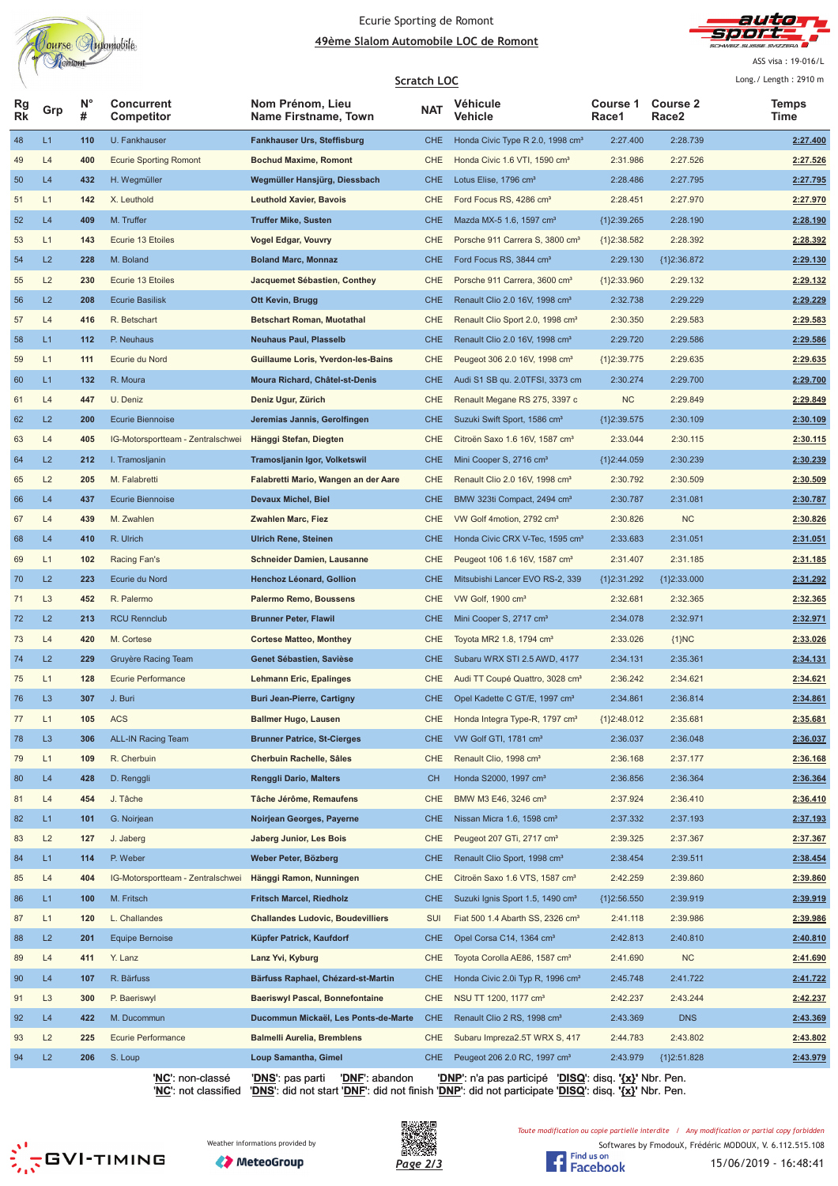Ecurie Sporting de Romont

## 49ème Slalom Automobile LOC de Romont

ASS visa : 19-016/L

Long./ Length : 2910 m

### Scratch LOC

| Rg Rk | Grp | N° # | Concurrent Competitor | Nom Prénom, Lieu Name Firstname, Town | NAT | Véhicule Vehicle | Course 1 Race1 | Course 2 Race2 | Temps Time |
|---|---|---|---|---|---|---|---|---|---|
| 48 | L1 | 110 | U. Fankhauser | **Fankhauser Urs, Steffisburg** | CHE | Honda Civic Type R 2.0, 1998 cm³ | 2:27.400 | 2:28.739 | **2:27.400** |
| 49 | L4 | 400 | Ecurie Sporting Romont | **Bochud Maxime, Romont** | CHE | Honda Civic 1.6 VTI, 1590 cm³ | 2:31.986 | 2:27.526 | **2:27.526** |
| 50 | L4 | 432 | H. Wegmüller | **Wegmüller Hansjürg, Diessbach** | CHE | Lotus Elise, 1796 cm³ | 2:28.486 | 2:27.795 | **2:27.795** |
| 51 | L1 | 142 | X. Leuthold | **Leuthold Xavier, Bavois** | CHE | Ford Focus RS, 4286 cm³ | 2:28.451 | 2:27.970 | **2:27.970** |
| 52 | L4 | 409 | M. Truffer | **Truffer Mike, Susten** | CHE | Mazda MX-5 1.6, 1597 cm³ | {1}2:39.265 | 2:28.190 | **2:28.190** |
| 53 | L1 | 143 | Ecurie 13 Etoiles | **Vogel Edgar, Vouvry** | CHE | Porsche 911 Carrera S, 3800 cm³ | {1}2:38.582 | 2:28.392 | **2:28.392** |
| 54 | L2 | 228 | M. Boland | **Boland Marc, Monnaz** | CHE | Ford Focus RS, 3844 cm³ | 2:29.130 | {1}2:36.872 | **2:29.130** |
| 55 | L2 | 230 | Ecurie 13 Etoiles | **Jacquemet Sébastien, Conthey** | CHE | Porsche 911 Carrera, 3600 cm³ | {1}2:33.960 | 2:29.132 | **2:29.132** |
| 56 | L2 | 208 | Ecurie Basilisk | **Ott Kevin, Brugg** | CHE | Renault Clio 2.0 16V, 1998 cm³ | 2:32.738 | 2:29.229 | **2:29.229** |
| 57 | L4 | 416 | R. Betschart | **Betschart Roman, Muotathal** | CHE | Renault Clio Sport 2.0, 1998 cm³ | 2:30.350 | 2:29.583 | **2:29.583** |
| 58 | L1 | 112 | P. Neuhaus | **Neuhaus Paul, Plasselb** | CHE | Renault Clio 2.0 16V, 1998 cm³ | 2:29.720 | 2:29.586 | **2:29.586** |
| 59 | L1 | 111 | Ecurie du Nord | **Guillaume Loris, Yverdon-les-Bains** | CHE | Peugeot 306 2.0 16V, 1998 cm³ | {1}2:39.775 | 2:29.635 | **2:29.635** |
| 60 | L1 | 132 | R. Moura | **Moura Richard, Châtel-st-Denis** | CHE | Audi S1 SB qu. 2.0TFSI, 3373 cm | 2:30.274 | 2:29.700 | **2:29.700** |
| 61 | L4 | 447 | U. Deniz | **Deniz Ugur, Zürich** | CHE | Renault Megane RS 275, 3397 c | NC | 2:29.849 | **2:29.849** |
| 62 | L2 | 200 | Ecurie Biennoise | **Jeremias Jannis, Gerolfingen** | CHE | Suzuki Swift Sport, 1586 cm³ | {1}2:39.575 | 2:30.109 | **2:30.109** |
| 63 | L4 | 405 | IG-Motorsportteam - Zentralschwei | **Hänggi Stefan, Diegten** | CHE | Citroën Saxo 1.6 16V, 1587 cm³ | 2:33.044 | 2:30.115 | **2:30.115** |
| 64 | L2 | 212 | I. Tramosljanin | **Tramosljanin Igor, Volketswil** | CHE | Mini Cooper S, 2716 cm³ | {1}2:44.059 | 2:30.239 | **2:30.239** |
| 65 | L2 | 205 | M. Falabretti | **Falabretti Mario, Wangen an der Aare** | CHE | Renault Clio 2.0 16V, 1998 cm³ | 2:30.792 | 2:30.509 | **2:30.509** |
| 66 | L4 | 437 | Ecurie Biennoise | **Devaux Michel, Biel** | CHE | BMW 323ti Compact, 2494 cm³ | 2:30.787 | 2:31.081 | **2:30.787** |
| 67 | L4 | 439 | M. Zwahlen | **Zwahlen Marc, Fiez** | CHE | VW Golf 4motion, 2792 cm³ | 2:30.826 | NC | **2:30.826** |
| 68 | L4 | 410 | R. Ulrich | **Ulrich Rene, Steinen** | CHE | Honda Civic CRX V-Tec, 1595 cm³ | 2:33.683 | 2:31.051 | **2:31.051** |
| 69 | L1 | 102 | Racing Fan's | **Schneider Damien, Lausanne** | CHE | Peugeot 106 1.6 16V, 1587 cm³ | 2:31.407 | 2:31.185 | **2:31.185** |
| 70 | L2 | 223 | Ecurie du Nord | **Henchoz Léonard, Gollion** | CHE | Mitsubishi Lancer EVO RS-2, 339 | {1}2:31.292 | {1}2:33.000 | **2:31.292** |
| 71 | L3 | 452 | R. Palermo | **Palermo Remo, Boussens** | CHE | VW Golf, 1900 cm³ | 2:32.681 | 2:32.365 | **2:32.365** |
| 72 | L2 | 213 | RCU Rennclub | **Brunner Peter, Flawil** | CHE | Mini Cooper S, 2717 cm³ | 2:34.078 | 2:32.971 | **2:32.971** |
| 73 | L4 | 420 | M. Cortese | **Cortese Matteo, Monthey** | CHE | Toyota MR2 1.8, 1794 cm³ | 2:33.026 | {1}NC | **2:33.026** |
| 74 | L2 | 229 | Gruyère Racing Team | **Genet Sébastien, Savièse** | CHE | Subaru WRX STI 2.5 AWD, 4177 | 2:34.131 | 2:35.361 | **2:34.131** |
| 75 | L1 | 128 | Ecurie Performance | **Lehmann Eric, Epalinges** | CHE | Audi TT Coupé Quattro, 3028 cm³ | 2:36.242 | 2:34.621 | **2:34.621** |
| 76 | L3 | 307 | J. Buri | **Buri Jean-Pierre, Cartigny** | CHE | Opel Kadette C GT/E, 1997 cm³ | 2:34.861 | 2:36.814 | **2:34.861** |
| 77 | L1 | 105 | ACS | **Ballmer Hugo, Lausen** | CHE | Honda Integra Type-R, 1797 cm³ | {1}2:48.012 | 2:35.681 | **2:35.681** |
| 78 | L3 | 306 | ALL-IN Racing Team | **Brunner Patrice, St-Cierges** | CHE | VW Golf GTI, 1781 cm³ | 2:36.037 | 2:36.048 | **2:36.037** |
| 79 | L1 | 109 | R. Cherbuin | **Cherbuin Rachelle, Sâles** | CHE | Renault Clio, 1998 cm³ | 2:36.168 | 2:37.177 | **2:36.168** |
| 80 | L4 | 428 | D. Renggli | **Renggli Dario, Malters** | CH | Honda S2000, 1997 cm³ | 2:36.856 | 2:36.364 | **2:36.364** |
| 81 | L4 | 454 | J. Tâche | **Tâche Jérôme, Remaufens** | CHE | BMW M3 E46, 3246 cm³ | 2:37.924 | 2:36.410 | **2:36.410** |
| 82 | L1 | 101 | G. Noirjean | **Noirjean Georges, Payerne** | CHE | Nissan Micra 1.6, 1598 cm³ | 2:37.332 | 2:37.193 | **2:37.193** |
| 83 | L2 | 127 | J. Jaberg | **Jaberg Junior, Les Bois** | CHE | Peugeot 207 GTi, 2717 cm³ | 2:39.325 | 2:37.367 | **2:37.367** |
| 84 | L1 | 114 | P. Weber | **Weber Peter, Bözberg** | CHE | Renault Clio Sport, 1998 cm³ | 2:38.454 | 2:39.511 | **2:38.454** |
| 85 | L4 | 404 | IG-Motorsportteam - Zentralschwei | **Hänggi Ramon, Nunningen** | CHE | Citroën Saxo 1.6 VTS, 1587 cm³ | 2:42.259 | 2:39.860 | **2:39.860** |
| 86 | L1 | 100 | M. Fritsch | **Fritsch Marcel, Riedholz** | CHE | Suzuki Ignis Sport 1.5, 1490 cm³ | {1}2:56.550 | 2:39.919 | **2:39.919** |
| 87 | L1 | 120 | L. Challandes | **Challandes Ludovic, Boudevilliers** | SUI | Fiat 500 1.4 Abarth SS, 2326 cm³ | 2:41.118 | 2:39.986 | **2:39.986** |
| 88 | L2 | 201 | Equipe Bernoise | **Küpfer Patrick, Kaufdorf** | CHE | Opel Corsa C14, 1364 cm³ | 2:42.813 | 2:40.810 | **2:40.810** |
| 89 | L4 | 411 | Y. Lanz | **Lanz Yvi, Kyburg** | CHE | Toyota Corolla AE86, 1587 cm³ | 2:41.690 | NC | **2:41.690** |
| 90 | L4 | 107 | R. Bärfuss | **Bärfuss Raphael, Chézard-st-Martin** | CHE | Honda Civic 2.0i Typ R, 1996 cm³ | 2:45.748 | 2:41.722 | **2:41.722** |
| 91 | L3 | 300 | P. Baeriswyl | **Baeriswyl Pascal, Bonnefontaine** | CHE | NSU TT 1200, 1177 cm³ | 2:42.237 | 2:43.244 | **2:42.237** |
| 92 | L4 | 422 | M. Ducommun | **Ducommun Mickaël, Les Ponts-de-Marte** | CHE | Renault Clio 2 RS, 1998 cm³ | 2:43.369 | DNS | **2:43.369** |
| 93 | L2 | 225 | Ecurie Performance | **Balmelli Aurelia, Bremblens** | CHE | Subaru Impreza2.5T WRX S, 417 | 2:44.783 | 2:43.802 | **2:43.802** |
| 94 | L2 | 206 | S. Loup | **Loup Samantha, Gimel** | CHE | Peugeot 206 2.0 RC, 1997 cm³ | 2:43.979 | {1}2:51.828 | **2:43.979** |

'NC': non-classé 'DNS': pas parti 'DNF': abandon 'DNP': n'a pas participé 'DISQ': disq. '{x}' Nbr. Pen.
'NC': not classified 'DNS': did not start 'DNF': did not finish 'DNP': did not participate 'DISQ': disq. '{x}' Nbr. Pen.

Weather informations provided by MeteoGroup

*Toute modification ou copie partielle interdite / Any modification or partial copy forbidden*

Softwares by FmodouX, Frédéric MODOUX, V. 6.112.515.108

15/06/2019 - 16:48:41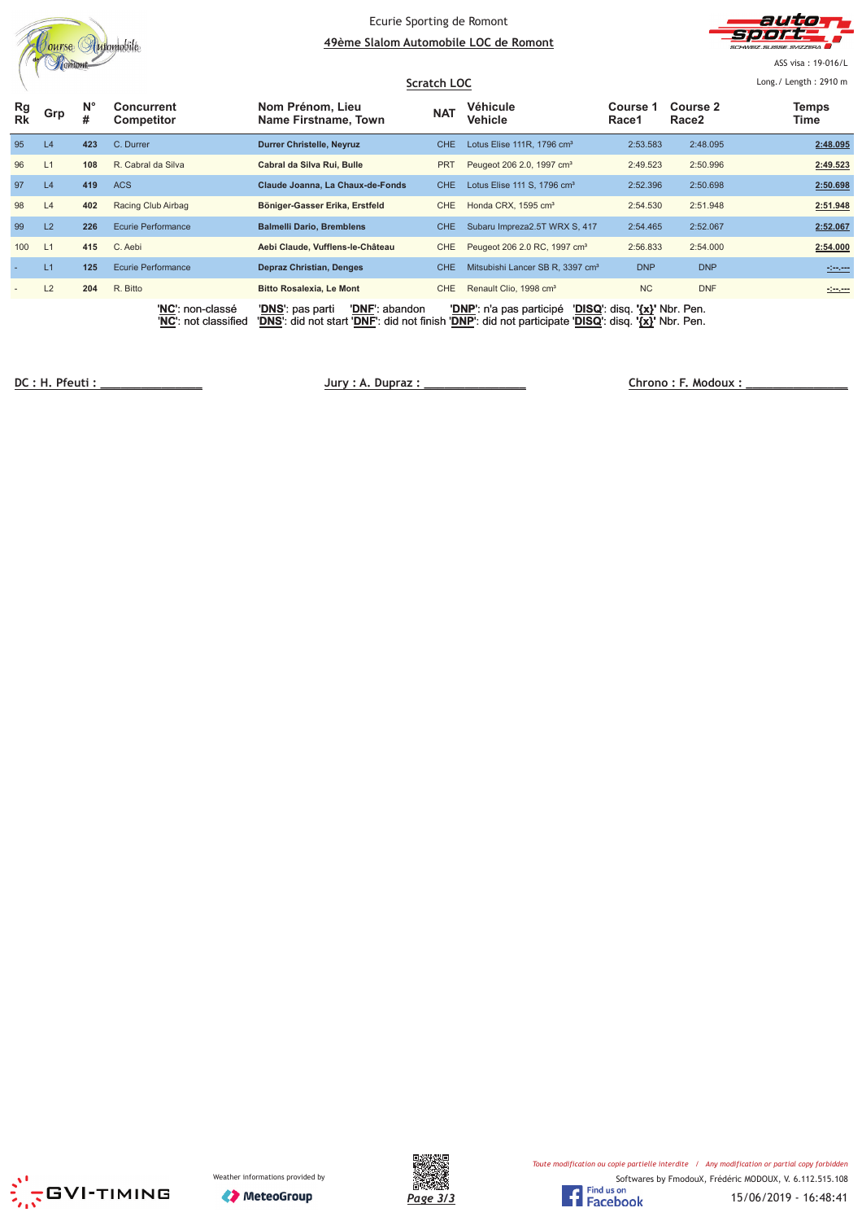Ecurie Sporting de Romont

## 49ème Slalom Automobile LOC de Romont

ASS visa : 19-016/L

### Scratch LOC

Long./ Length : 2910 m

| Rg Rk | Grp | N° # | Concurrent Competitor | Nom Prénom, Lieu Name Firstname, Town | NAT | Véhicule Vehicle | Course 1 Race1 | Course 2 Race2 | Temps Time |
|---|---|---|---|---|---|---|---|---|---|
| 95 | L4 | 423 | C. Durrer | **Durrer Christelle, Neyruz** | CHE | Lotus Elise 111R, 1796 cm³ | 2:53.583 | 2:48.095 | **2:48.095** |
| 96 | L1 | 108 | R. Cabral da Silva | **Cabral da Silva Rui, Bulle** | PRT | Peugeot 206 2.0, 1997 cm³ | 2:49.523 | 2:50.996 | **2:49.523** |
| 97 | L4 | 419 | ACS | **Claude Joanna, La Chaux-de-Fonds** | CHE | Lotus Elise 111 S, 1796 cm³ | 2:52.396 | 2:50.698 | **2:50.698** |
| 98 | L4 | 402 | Racing Club Airbag | **Böniger-Gasser Erika, Erstfeld** | CHE | Honda CRX, 1595 cm³ | 2:54.530 | 2:51.948 | **2:51.948** |
| 99 | L2 | 226 | Ecurie Performance | **Balmelli Dario, Bremblens** | CHE | Subaru Impreza2.5T WRX S, 417 | 2:54.465 | 2:52.067 | **2:52.067** |
| 100 | L1 | 415 | C. Aebi | **Aebi Claude, Vufflens-le-Château** | CHE | Peugeot 206 2.0 RC, 1997 cm³ | 2:56.833 | 2:54.000 | **2:54.000** |
| - | L1 | 125 | Ecurie Performance | **Depraz Christian, Denges** | CHE | Mitsubishi Lancer SB R, 3397 cm³ | DNP | DNP | -:--.--- |
| - | L2 | 204 | R. Bitto | **Bitto Rosalexia, Le Mont** | CHE | Renault Clio, 1998 cm³ | NC | DNF | -:--.--- |

'NC': non-classé 'DNS': pas parti 'DNF': abandon 'DNP': n'a pas participé 'DISQ': disq. '{x}' Nbr. Pen.
'NC': not classified 'DNS': did not start 'DNF': did not finish 'DNP': did not participate 'DISQ': disq. '{x}' Nbr. Pen.

DC : H. Pfeuti : _______________ Jury : A. Dupraz : _______________ Chrono : F. Modoux : _______________

Weather informations provided by MeteoGroup

*Toute modification ou copie partielle interdite / Any modification or partial copy forbidden*

Softwares by FmodouX, Frédéric MODOUX, V. 6.112.515.108

15/06/2019 - 16:48:41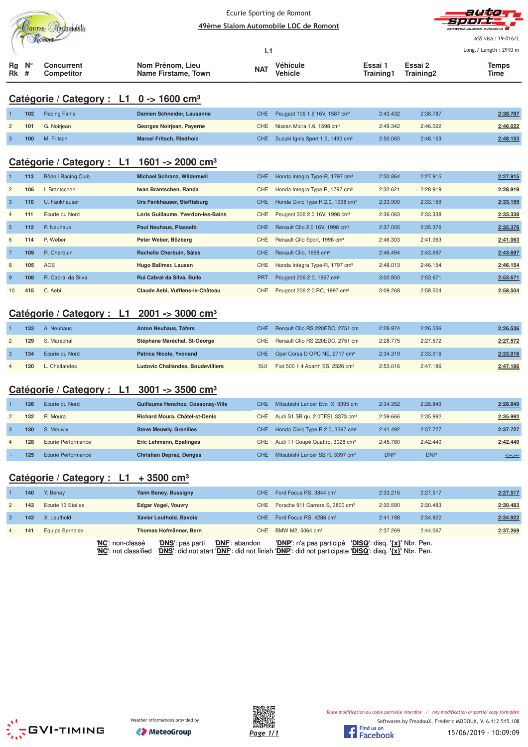Ecurie Sporting de Romont

49ème Slalom Automobile LOC de Romont

ASS visa : 19-016/L

Long./ Length : 2910 m

L1

## Catégorie / Category : L1 0 -> 1600 cm³

| Rg Rk | N° # | Concurrent Competitor | Nom Prénom, Lieu Name Firstame, Town | NAT | Véhicule Vehicle | Essai 1 Training1 | Essai 2 Training2 | Temps Time |
|---|---|---|---|---|---|---|---|---|
| 1 | 102 | Racing Fan's | Damien Schneider, Lausanne | CHE | Peugeot 106 1.6 16V, 1587 cm³ | 2:43.432 | 2:38.787 | 2:38.787 |
| 2 | 101 | G. Noirjean | Georges Noirjean, Payerne | CHE | Nissan Micra 1.6, 1598 cm³ | 2:49.342 | 2:46.022 | 2:46.022 |
| 3 | 100 | M. Fritsch | Marcel Fritsch, Riedholz | CHE | Suzuki Ignis Sport 1.5, 1490 cm³ | 2:50.060 | 2:48.153 | 2:48.153 |

## Catégorie / Category : L1 1601 -> 2000 cm³

| Rg Rk | N° # | Concurrent Competitor | Nom Prénom, Lieu Name Firstame, Town | NAT | Véhicule Vehicle | Essai 1 Training1 | Essai 2 Training2 | Temps Time |
|---|---|---|---|---|---|---|---|---|
| 1 | 113 | Bödeli Racing Club | Michael Schranz, Wilderswil | CHE | Honda Integra Type-R, 1797 cm³ | 2:30.864 | 2:27.915 | 2:27.915 |
| 2 | 106 | I. Brantschen | Iwan Brantschen, Randa | CHE | Honda Integra Type R, 1797 cm³ | 2:32.621 | 2:28.919 | 2:28.919 |
| 3 | 110 | U. Fankhauser | Urs Fankhauser, Steffisburg | CHE | Honda Civic Type R 2.0, 1998 cm³ | 2:33.900 | 2:33.159 | 2:33.159 |
| 4 | 111 | Ecurie du Nord | Loris Guillaume, Yverdon-les-Bains | CHE | Peugeot 306 2.0 16V, 1998 cm³ | 2:36.063 | 2:33.338 | 2:33.338 |
| 5 | 112 | P. Neuhaus | Paul Neuhaus, Plasselb | CHE | Renault Clio 2.0 16V, 1998 cm³ | 2:37.005 | 2:35.376 | 2:35.376 |
| 6 | 114 | P. Weber | Peter Weber, Bözberg | CHE | Renault Clio Sport, 1998 cm³ | 2:46.303 | 2:41.063 | 2:41.063 |
| 7 | 109 | R. Cherbuin | Rachelle Cherbuin, Sâles | CHE | Renault Clio, 1998 cm³ | 2:46.494 | 2:43.697 | 2:43.697 |
| 8 | 105 | ACS | Hugo Ballmer, Lausen | CHE | Honda Integra Type-R, 1797 cm³ | 2:48.013 | 2:46.154 | 2:46.154 |
| 9 | 108 | R. Cabral da Silva | Rui Cabral da Silva, Bulle | PRT | Peugeot 206 2.0, 1997 cm³ | 3:02.850 | 2:53.671 | 2:53.671 |
| 10 | 415 | C. Aebi | Claude Aebi, Vufflens-le-Château | CHE | Peugeot 206 2.0 RC, 1997 cm³ | 3:09.268 | 2:58.504 | 2:58.504 |

## Catégorie / Category : L1 2001 -> 3000 cm³

| Rg Rk | N° # | Concurrent Competitor | Nom Prénom, Lieu Name Firstame, Town | NAT | Véhicule Vehicle | Essai 1 Training1 | Essai 2 Training2 | Temps Time |
|---|---|---|---|---|---|---|---|---|
| 1 | 133 | A. Neuhaus | Anton Neuhaus, Tafers | CHE | Renault Clio RS 220EDC, 2751 cm | 2:28.974 | 2:26.536 | 2:26.536 |
| 2 | 129 | S. Maréchal | Stéphane Maréchal, St-George | CHE | Renault Clio RS 220EDC, 2751 cm | 2:28.775 | 2:27.572 | 2:27.572 |
| 3 | 134 | Ecurie du Nord | Patrice Nicole, Yvonand | CHE | Opel Corsa D OPC NE, 2717 cm³ | 2:34.319 | 2:33.016 | 2:33.016 |
| 4 | 120 | L. Challandes | Ludovic Challandes, Boudevilliers | SUI | Fiat 500 1.4 Abarth SS, 2326 cm³ | 2:53.016 | 2:47.186 | 2:47.186 |

## Catégorie / Category : L1 3001 -> 3500 cm³

| Rg Rk | N° # | Concurrent Competitor | Nom Prénom, Lieu Name Firstame, Town | NAT | Véhicule Vehicle | Essai 1 Training1 | Essai 2 Training2 | Temps Time |
|---|---|---|---|---|---|---|---|---|
| 1 | 126 | Ecurie du Nord | Guillaume Henchoz, Cossonay-Ville | CHE | Mitsubishi Lancer Evo IX, 3395 cm | 2:34.352 | 2:28.849 | 2:28.849 |
| 2 | 132 | R. Moura | Richard Moura, Châtel-st-Denis | CHE | Audi S1 SB qu. 2.0TFSI, 3373 cm³ | 2:39.666 | 2:35.992 | 2:35.992 |
| 3 | 130 | S. Meuwly | Steve Meuwly, Grenilles | CHE | Honda Civic Type R 2.0, 3397 cm³ | 2:41.492 | 2:37.727 | 2:37.727 |
| 4 | 128 | Ecurie Performance | Eric Lehmann, Epalinges | CHE | Audi TT Coupé Quattro, 3028 cm³ | 2:45.780 | 2:42.440 | 2:42.440 |
| - | 125 | Ecurie Performance | Christian Depraz, Denges | CHE | Mitsubishi Lancer SB R, 3397 cm³ | DNP | DNP | -:--.--- |

## Catégorie / Category : L1 + 3500 cm³

| Rg Rk | N° # | Concurrent Competitor | Nom Prénom, Lieu Name Firstame, Town | NAT | Véhicule Vehicle | Essai 1 Training1 | Essai 2 Training2 | Temps Time |
|---|---|---|---|---|---|---|---|---|
| 1 | 140 | Y. Beney | Yann Beney, Bussigny | CHE | Ford Focus RS, 3844 cm³ | 2:33.215 | 2:27.517 | 2:27.517 |
| 2 | 143 | Ecurie 13 Etoiles | Edgar Vogel, Vouvry | CHE | Porsche 911 Carrera S, 3800 cm³ | 2:30.590 | 2:30.483 | 2:30.483 |
| 3 | 142 | X. Leuthold | Xavier Leuthold, Bavois | CHE | Ford Focus RS, 4286 cm³ | 2:41.198 | 2:34.922 | 2:34.922 |
| 4 | 141 | Equipe Bernoise | Thomas Hofmänner, Bern | CHE | BMW M2, 5064 cm³ | 2:37.269 | 2:44.067 | 2:37.269 |

'NC': non-classé 'DNS': pas parti 'DNF': abandon 'DNP': n'a pas participé 'DISQ': disq. '{x}' Nbr. Pen.
'NC': not classified 'DNS': did not start 'DNF': did not finish 'DNP': did not participate 'DISQ': disq. '{x}' Nbr. Pen.

Weather informations provided by MeteoGroup

Toute modification ou copie partielle interdite / Any modification or partial copy forbidden

Softwares by FmodouX, Frédéric MODOUX, V. 6.112.515.108

15/06/2019 - 10:09:09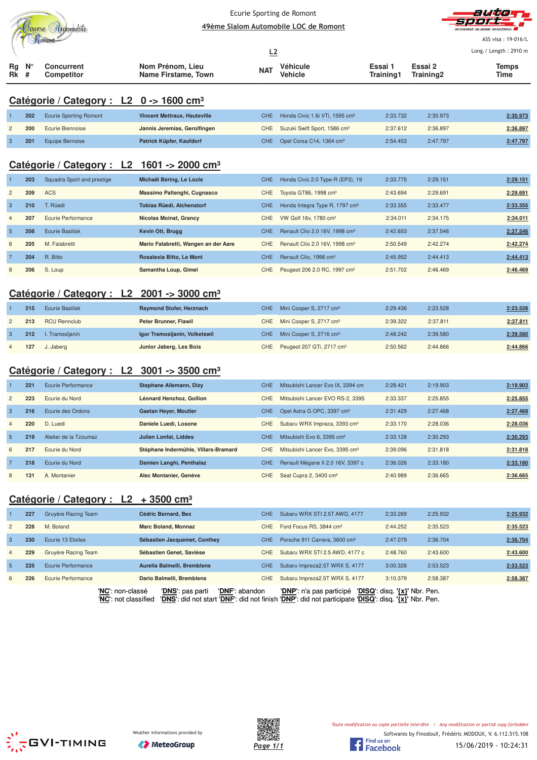Ecurie Sporting de Romont

49ème Slalom Automobile LOC de Romont

ASS visa : 19-016/L

Long./ Length : 2910 m

L2

## Catégorie / Category : L2 0 -> 1600 cm³

| Rg Rk | N° # | Concurrent Competitor | Nom Prénom, Lieu Name Firstame, Town | NAT | Véhicule Vehicle | Essai 1 Training1 | Essai 2 Training2 | Temps Time |
|---|---|---|---|---|---|---|---|---|
| 1 | 202 | Ecurie Sporting Romont | Vincent Mettraux, Hauteville | CHE | Honda Civic 1.6i VTi, 1595 cm³ | 2:33.732 | 2:30.973 | 2:30.973 |
| 2 | 200 | Ecurie Biennoise | Jannis Jeremias, Gerolfingen | CHE | Suzuki Swift Sport, 1586 cm³ | 2:37.612 | 2:36.897 | 2:36.897 |
| 3 | 201 | Equipe Bernoise | Patrick Küpfer, Kaufdorf | CHE | Opel Corsa C14, 1364 cm³ | 2:54.453 | 2:47.797 | 2:47.797 |

## Catégorie / Category : L2 1601 -> 2000 cm³

| Rg Rk | N° # | Concurrent Competitor | Nom Prénom, Lieu Name Firstame, Town | NAT | Véhicule Vehicle | Essai 1 Training1 | Essai 2 Training2 | Temps Time |
|---|---|---|---|---|---|---|---|---|
| 1 | 203 | Squadra Sport and prestige | Michaël Béring, Le Locle | CHE | Honda Civic 2.0 Type-R (EP3), 19 | 2:33.775 | 2:29.151 | 2:29.151 |
| 2 | 209 | ACS | Massimo Paltenghi, Cugnasco | CHE | Toyota GT86, 1998 cm³ | 2:43.694 | 2:29.691 | 2:29.691 |
| 3 | 210 | T. Rüedi | Tobias Rüedi, Alchenstorf | CHE | Honda Integra Type R, 1797 cm³ | 2:33.355 | 2:33.477 | 2:33.355 |
| 4 | 207 | Ecurie Performance | Nicolas Moinat, Grancy | CHE | VW Golf 16v, 1780 cm³ | 2:34.011 | 2:34.175 | 2:34.011 |
| 5 | 208 | Ecurie Basilisk | Kevin Ott, Brugg | CHE | Renault Clio 2.0 16V, 1998 cm³ | 2:42.653 | 2:37.546 | 2:37.546 |
| 6 | 205 | M. Falabretti | Mario Falabretti, Wangen an der Aare | CHE | Renault Clio 2.0 16V, 1998 cm³ | 2:50.549 | 2:42.274 | 2:42.274 |
| 7 | 204 | R. Bitto | Rosalexia Bitto, Le Mont | CHE | Renault Clio, 1998 cm³ | 2:45.952 | 2:44.413 | 2:44.413 |
| 8 | 206 | S. Loup | Samantha Loup, Gimel | CHE | Peugeot 206 2.0 RC, 1997 cm³ | 2:51.702 | 2:46.469 | 2:46.469 |

## Catégorie / Category : L2 2001 -> 3000 cm³

| Rg Rk | N° # | Concurrent Competitor | Nom Prénom, Lieu Name Firstame, Town | NAT | Véhicule Vehicle | Essai 1 Training1 | Essai 2 Training2 | Temps Time |
|---|---|---|---|---|---|---|---|---|
| 1 | 215 | Ecurie Basilisk | Raymond Stofer, Herznach | CHE | Mini Cooper S, 2717 cm³ | 2:29.436 | 2:23.528 | 2:23.528 |
| 2 | 213 | RCU Rennclub | Peter Brunner, Flawil | CHE | Mini Cooper S, 2717 cm³ | 2:39.322 | 2:37.811 | 2:37.811 |
| 3 | 212 | I. Tramosljanin | Igor Tramosljanin, Volketswil | CHE | Mini Cooper S, 2716 cm³ | 2:48.242 | 2:39.580 | 2:39.580 |
| 4 | 127 | J. Jaberg | Junior Jaberg, Les Bois | CHE | Peugeot 207 GTi, 2717 cm³ | 2:50.562 | 2:44.866 | 2:44.866 |

## Catégorie / Category : L2 3001 -> 3500 cm³

| Rg Rk | N° # | Concurrent Competitor | Nom Prénom, Lieu Name Firstame, Town | NAT | Véhicule Vehicle | Essai 1 Training1 | Essai 2 Training2 | Temps Time |
|---|---|---|---|---|---|---|---|---|
| 1 | 221 | Ecurie Performance | Stephane Allemann, Dizy | CHE | Mitsubishi Lancer Evo IX, 3394 cm | 2:28.421 | 2:19.903 | 2:19.903 |
| 2 | 223 | Ecurie du Nord | Léonard Henchoz, Gollion | CHE | Mitsubishi Lancer EVO RS-2, 3395 | 2:33.337 | 2:25.855 | 2:25.855 |
| 3 | 216 | Ecurie des Ordons | Gaetan Heyer, Moutier | CHE | Opel Astra G OPC, 3397 cm³ | 2:31.429 | 2:27.468 | 2:27.468 |
| 4 | 220 | D. Luedi | Daniele Luedi, Losone | CHE | Subaru WRX Impreza, 3393 cm³ | 2:33.170 | 2:28.036 | 2:28.036 |
| 5 | 219 | Atelier de la Tzoumaz | Julien Lonfat, Liddes | CHE | Mitsubishi Evo 6, 3395 cm³ | 2:33.128 | 2:30.293 | 2:30.293 |
| 6 | 217 | Ecurie du Nord | Stéphane Indermühle, Villars-Bramard | CHE | Mitsubishi Lancer Evo, 3395 cm³ | 2:39.096 | 2:31.818 | 2:31.818 |
| 7 | 218 | Ecurie du Nord | Damien Langhi, Penthalaz | CHE | Renault Mégane II 2.0 16V, 3397 c | 2:36.026 | 2:33.180 | 2:33.180 |
| 8 | 131 | A. Montanier | Alec Montanier, Genève | CHE | Seat Cupra 2, 3400 cm³ | 2:40.989 | 2:36.665 | 2:36.665 |

## Catégorie / Category : L2 + 3500 cm³

| Rg Rk | N° # | Concurrent Competitor | Nom Prénom, Lieu Name Firstame, Town | NAT | Véhicule Vehicle | Essai 1 Training1 | Essai 2 Training2 | Temps Time |
|---|---|---|---|---|---|---|---|---|
| 1 | 227 | Gruyère Racing Team | Cédric Bernard, Bex | CHE | Subaru WRX STI 2.5T AWD, 4177 | 2:33.269 | 2:25.932 | 2:25.932 |
| 2 | 228 | M. Boland | Marc Boland, Monnaz | CHE | Ford Focus RS, 3844 cm³ | 2:44.252 | 2:35.523 | 2:35.523 |
| 3 | 230 | Ecurie 13 Etoiles | Sébastien Jacquemet, Conthey | CHE | Porsche 911 Carrera, 3600 cm³ | 2:47.079 | 2:36.704 | 2:36.704 |
| 4 | 229 | Gruyère Racing Team | Sébastien Genet, Savièse | CHE | Subaru WRX STI 2.5 AWD, 4177 c | 2:48.760 | 2:43.600 | 2:43.600 |
| 5 | 225 | Ecurie Performance | Aurelia Balmelli, Bremblens | CHE | Subaru Impreza2.5T WRX S, 4177 | 3:00.326 | 2:53.523 | 2:53.523 |
| 6 | 226 | Ecurie Performance | Dario Balmelli, Bremblens | CHE | Subaru Impreza2.5T WRX S, 4177 | 3:10.379 | 2:58.387 | 2:58.387 |

'NC': non-classé 'DNS': pas parti 'DNF': abandon 'DNP': n'a pas participé 'DISQ': disq. '{x}' Nbr. Pen.
'NC': not classified 'DNS': did not start 'DNF': did not finish 'DNP': did not participate 'DISQ': disq. '{x}' Nbr. Pen.

Weather informations provided by MeteoGroup

Toute modification ou copie partielle interdite / Any modification or partial copy forbidden

Softwares by FmodouX, Frédéric MODOUX, V. 6.112.515.108

15/06/2019 - 10:24:31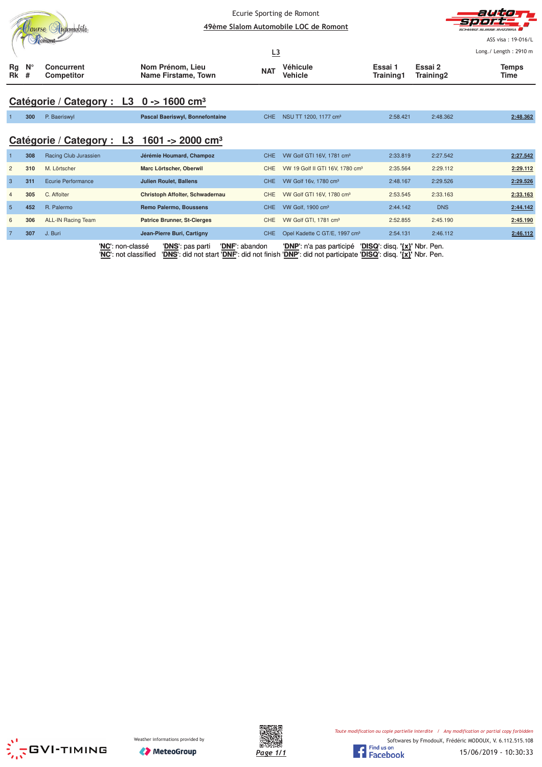Ecurie Sporting de Romont

# 49ème Slalom Automobile LOC de Romont

ASS visa : 19-016/L

Long./ Length : 2910 m

L3

## Catégorie / Category : L3 0 -> 1600 cm³

| Rg Rk | N° # | Concurrent Competitor | Nom Prénom, Lieu Name Firstame, Town | NAT | Véhicule Vehicle | Essai 1 Training1 | Essai 2 Training2 | Temps Time |
|---|---|---|---|---|---|---|---|---|
| 1 | 300 | P. Baeriswyl | Pascal Baeriswyl, Bonnefontaine | CHE | NSU TT 1200, 1177 cm³ | 2:58.421 | 2:48.362 | 2:48.362 |

## Catégorie / Category : L3 1601 -> 2000 cm³

| Rg Rk | N° # | Concurrent Competitor | Nom Prénom, Lieu Name Firstame, Town | NAT | Véhicule Vehicle | Essai 1 Training1 | Essai 2 Training2 | Temps Time |
|---|---|---|---|---|---|---|---|---|
| 1 | 308 | Racing Club Jurassien | Jérémie Houmard, Champoz | CHE | VW Golf GTI 16V, 1781 cm³ | 2:33.819 | 2:27.542 | 2:27.542 |
| 2 | 310 | M. Lörtscher | Marc Lörtscher, Oberwil | CHE | VW 19 Golf II GTI 16V, 1780 cm³ | 2:35.564 | 2:29.112 | 2:29.112 |
| 3 | 311 | Ecurie Performance | Julien Roulet, Ballens | CHE | VW Golf 16v, 1780 cm³ | 2:48.167 | 2:29.526 | 2:29.526 |
| 4 | 305 | C. Affolter | Christoph Affolter, Schwadernau | CHE | VW Golf GTI 16V, 1780 cm³ | 2:53.545 | 2:33.163 | 2:33.163 |
| 5 | 452 | R. Palermo | Remo Palermo, Boussens | CHE | VW Golf, 1900 cm³ | 2:44.142 | DNS | 2:44.142 |
| 6 | 306 | ALL-IN Racing Team | Patrice Brunner, St-Cierges | CHE | VW Golf GTI, 1781 cm³ | 2:52.855 | 2:45.190 | 2:45.190 |
| 7 | 307 | J. Buri | Jean-Pierre Buri, Cartigny | CHE | Opel Kadette C GT/E, 1997 cm³ | 2:54.131 | 2:46.112 | 2:46.112 |

'NC': non-classé 'DNS': pas parti 'DNF': abandon 'DNP': n'a pas participé 'DISQ': disq. '{x}' Nbr. Pen.
'NC': not classified 'DNS': did not start 'DNF': did not finish 'DNP': did not participate 'DISQ': disq. '{x}' Nbr. Pen.

Weather informations provided by MeteoGroup

Toute modification ou copie partielle interdite / Any modification or partial copy forbidden

Softwares by FmodouX, Frédéric MODOUX, V. 6.112.515.108

15/06/2019 - 10:30:33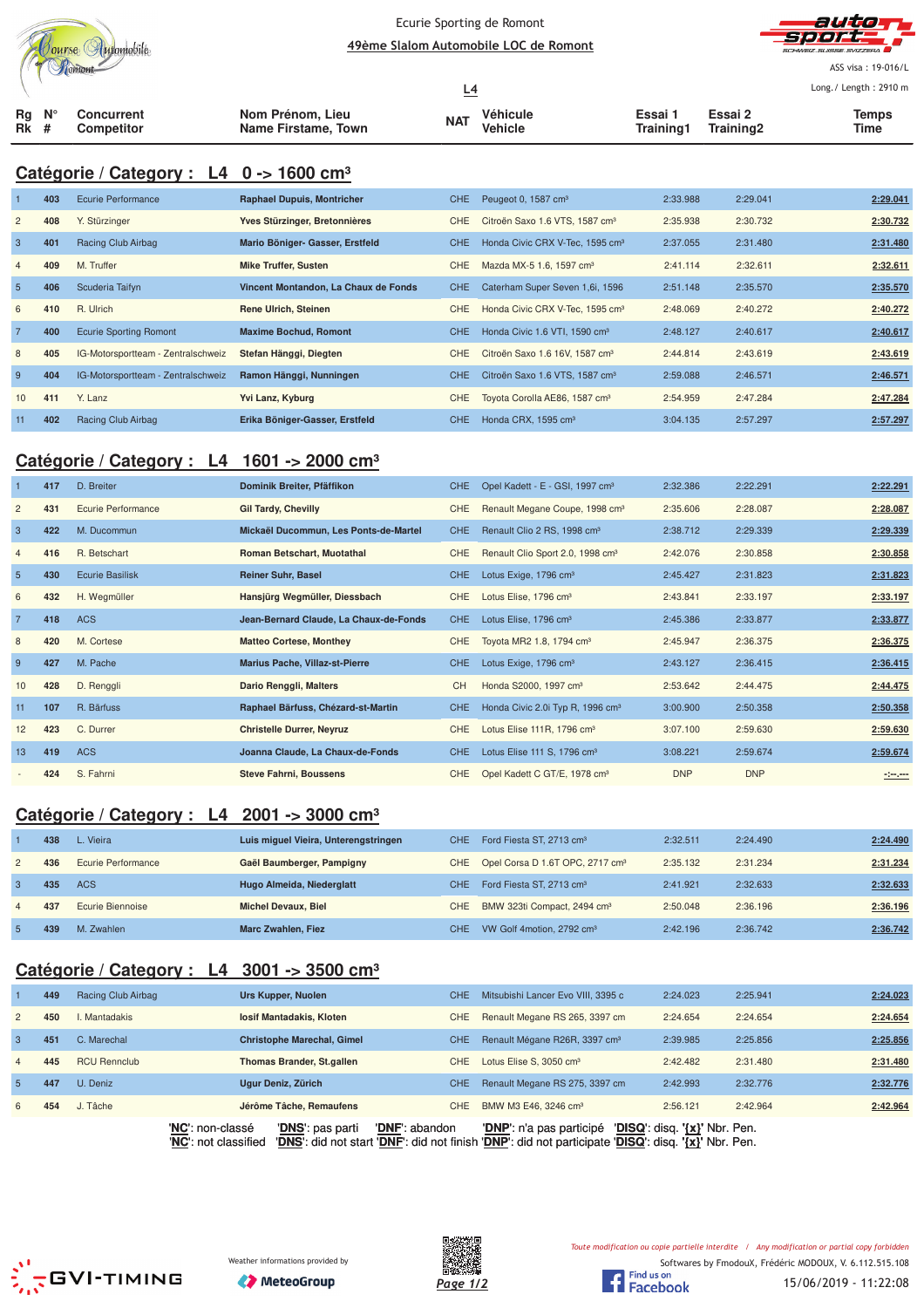Ecurie Sporting de Romont

49ème Slalom Automobile LOC de Romont

ASS visa : 19-016/L

Long./ Length : 2910 m

L4

## Catégorie / Category : L4 0 -> 1600 cm³

| Rg Rk | N° # | Concurrent Competitor | Nom Prénom, Lieu Name Firstame, Town | NAT | Véhicule Vehicle | Essai 1 Training1 | Essai 2 Training2 | Temps Time |
|---|---|---|---|---|---|---|---|---|
| 1 | 403 | Ecurie Performance | Raphael Dupuis, Montricher | CHE | Peugeot 0, 1587 cm³ | 2:33.988 | 2:29.041 | 2:29.041 |
| 2 | 408 | Y. Stürzinger | Yves Stürzinger, Bretonnières | CHE | Citroën Saxo 1.6 VTS, 1587 cm³ | 2:35.938 | 2:30.732 | 2:30.732 |
| 3 | 401 | Racing Club Airbag | Mario Böniger- Gasser, Erstfeld | CHE | Honda Civic CRX V-Tec, 1595 cm³ | 2:37.055 | 2:31.480 | 2:31.480 |
| 4 | 409 | M. Truffer | Mike Truffer, Susten | CHE | Mazda MX-5 1.6, 1597 cm³ | 2:41.114 | 2:32.611 | 2:32.611 |
| 5 | 406 | Scuderia Taifyn | Vincent Montandon, La Chaux de Fonds | CHE | Caterham Super Seven 1,6i, 1596 | 2:51.148 | 2:35.570 | 2:35.570 |
| 6 | 410 | R. Ulrich | Rene Ulrich, Steinen | CHE | Honda Civic CRX V-Tec, 1595 cm³ | 2:48.069 | 2:40.272 | 2:40.272 |
| 7 | 400 | Ecurie Sporting Romont | Maxime Bochud, Romont | CHE | Honda Civic 1.6 VTI, 1590 cm³ | 2:48.127 | 2:40.617 | 2:40.617 |
| 8 | 405 | IG-Motorsportteam - Zentralschweiz | Stefan Hänggi, Diegten | CHE | Citroën Saxo 1.6 16V, 1587 cm³ | 2:44.814 | 2:43.619 | 2:43.619 |
| 9 | 404 | IG-Motorsportteam - Zentralschweiz | Ramon Hänggi, Nunningen | CHE | Citroën Saxo 1.6 VTS, 1587 cm³ | 2:59.088 | 2:46.571 | 2:46.571 |
| 10 | 411 | Y. Lanz | Yvi Lanz, Kyburg | CHE | Toyota Corolla AE86, 1587 cm³ | 2:54.959 | 2:47.284 | 2:47.284 |
| 11 | 402 | Racing Club Airbag | Erika Böniger-Gasser, Erstfeld | CHE | Honda CRX, 1595 cm³ | 3:04.135 | 2:57.297 | 2:57.297 |

## Catégorie / Category : L4 1601 -> 2000 cm³

| Rg Rk | N° # | Concurrent Competitor | Nom Prénom, Lieu Name Firstame, Town | NAT | Véhicule Vehicle | Essai 1 Training1 | Essai 2 Training2 | Temps Time |
|---|---|---|---|---|---|---|---|---|
| 1 | 417 | D. Breiter | Dominik Breiter, Pfäffikon | CHE | Opel Kadett - E - GSI, 1997 cm³ | 2:32.386 | 2:22.291 | 2:22.291 |
| 2 | 431 | Ecurie Performance | Gil Tardy, Chevilly | CHE | Renault Megane Coupe, 1998 cm³ | 2:35.606 | 2:28.087 | 2:28.087 |
| 3 | 422 | M. Ducommun | Mickaël Ducommun, Les Ponts-de-Martel | CHE | Renault Clio 2 RS, 1998 cm³ | 2:38.712 | 2:29.339 | 2:29.339 |
| 4 | 416 | R. Betschart | Roman Betschart, Muotathal | CHE | Renault Clio Sport 2.0, 1998 cm³ | 2:42.076 | 2:30.858 | 2:30.858 |
| 5 | 430 | Ecurie Basilisk | Reiner Suhr, Basel | CHE | Lotus Exige, 1796 cm³ | 2:45.427 | 2:31.823 | 2:31.823 |
| 6 | 432 | H. Wegmüller | Hansjürg Wegmüller, Diessbach | CHE | Lotus Elise, 1796 cm³ | 2:43.841 | 2:33.197 | 2:33.197 |
| 7 | 418 | ACS | Jean-Bernard Claude, La Chaux-de-Fonds | CHE | Lotus Elise, 1796 cm³ | 2:45.386 | 2:33.877 | 2:33.877 |
| 8 | 420 | M. Cortese | Matteo Cortese, Monthey | CHE | Toyota MR2 1.8, 1794 cm³ | 2:45.947 | 2:36.375 | 2:36.375 |
| 9 | 427 | M. Pache | Marius Pache, Villaz-st-Pierre | CHE | Lotus Exige, 1796 cm³ | 2:43.127 | 2:36.415 | 2:36.415 |
| 10 | 428 | D. Renggli | Dario Renggli, Malters | CH | Honda S2000, 1997 cm³ | 2:53.642 | 2:44.475 | 2:44.475 |
| 11 | 107 | R. Bärfuss | Raphael Bärfuss, Chézard-st-Martin | CHE | Honda Civic 2.0i Typ R, 1996 cm³ | 3:00.900 | 2:50.358 | 2:50.358 |
| 12 | 423 | C. Durrer | Christelle Durrer, Neyruz | CHE | Lotus Elise 111R, 1796 cm³ | 3:07.100 | 2:59.630 | 2:59.630 |
| 13 | 419 | ACS | Joanna Claude, La Chaux-de-Fonds | CHE | Lotus Elise 111 S, 1796 cm³ | 3:08.221 | 2:59.674 | 2:59.674 |
| - | 424 | S. Fahrni | Steve Fahrni, Boussens | CHE | Opel Kadett C GT/E, 1978 cm³ | DNP | DNP | -:--.--- |

## Catégorie / Category : L4 2001 -> 3000 cm³

| Rg Rk | N° # | Concurrent Competitor | Nom Prénom, Lieu Name Firstame, Town | NAT | Véhicule Vehicle | Essai 1 Training1 | Essai 2 Training2 | Temps Time |
|---|---|---|---|---|---|---|---|---|
| 1 | 438 | L. Vieira | Luis miguel Vieira, Unterengstringen | CHE | Ford Fiesta ST, 2713 cm³ | 2:32.511 | 2:24.490 | 2:24.490 |
| 2 | 436 | Ecurie Performance | Gaël Baumberger, Pampigny | CHE | Opel Corsa D 1.6T OPC, 2717 cm³ | 2:35.132 | 2:31.234 | 2:31.234 |
| 3 | 435 | ACS | Hugo Almeida, Niederglatt | CHE | Ford Fiesta ST, 2713 cm³ | 2:41.921 | 2:32.633 | 2:32.633 |
| 4 | 437 | Ecurie Biennoise | Michel Devaux, Biel | CHE | BMW 323ti Compact, 2494 cm³ | 2:50.048 | 2:36.196 | 2:36.196 |
| 5 | 439 | M. Zwahlen | Marc Zwahlen, Fiez | CHE | VW Golf 4motion, 2792 cm³ | 2:42.196 | 2:36.742 | 2:36.742 |

## Catégorie / Category : L4 3001 -> 3500 cm³

| Rg Rk | N° # | Concurrent Competitor | Nom Prénom, Lieu Name Firstame, Town | NAT | Véhicule Vehicle | Essai 1 Training1 | Essai 2 Training2 | Temps Time |
|---|---|---|---|---|---|---|---|---|
| 1 | 449 | Racing Club Airbag | Urs Kupper, Nuolen | CHE | Mitsubishi Lancer Evo VIII, 3395 c | 2:24.023 | 2:25.941 | 2:24.023 |
| 2 | 450 | I. Mantadakis | Iosif Mantadakis, Kloten | CHE | Renault Megane RS 265, 3397 cm | 2:24.654 | 2:24.654 | 2:24.654 |
| 3 | 451 | C. Marechal | Christophe Marechal, Gimel | CHE | Renault Mégane R26R, 3397 cm³ | 2:39.985 | 2:25.856 | 2:25.856 |
| 4 | 445 | RCU Rennclub | Thomas Brander, St.gallen | CHE | Lotus Elise S, 3050 cm³ | 2:42.482 | 2:31.480 | 2:31.480 |
| 5 | 447 | U. Deniz | Ugur Deniz, Zürich | CHE | Renault Megane RS 275, 3397 cm | 2:42.993 | 2:32.776 | 2:32.776 |
| 6 | 454 | J. Tâche | Jérôme Tâche, Remaufens | CHE | BMW M3 E46, 3246 cm³ | 2:56.121 | 2:42.964 | 2:42.964 |

'NC': non-classé 'DNS': pas parti 'DNF': abandon 'DNP': n'a pas participé 'DISQ': disq. '{x}' Nbr. Pen.
'NC': not classified 'DNS': did not start 'DNF': did not finish 'DNP': did not participate 'DISQ': disq. '{x}' Nbr. Pen.

Weather informations provided by MeteoGroup

Toute modification ou copie partielle interdite / Any modification or partial copy forbidden

Softwares by FmodouX, Frédéric MODOUX, V. 6.112.515.108

15/06/2019 - 11:22:08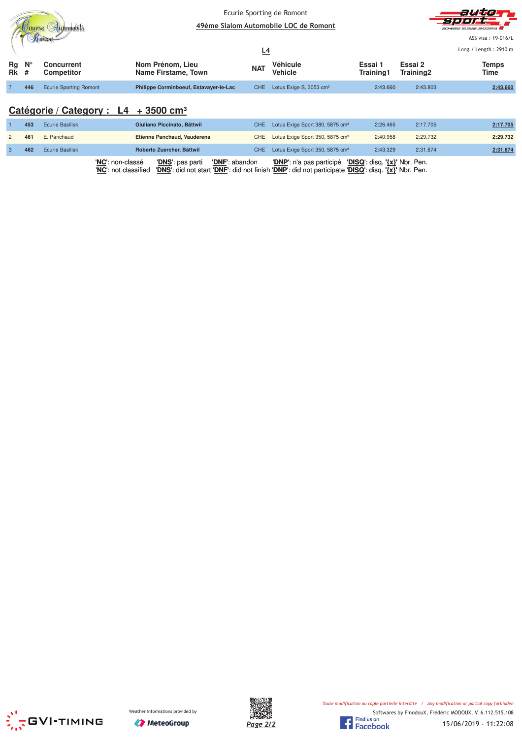Ecurie Sporting de Romont

49ème Slalom Automobile LOC de Romont

ASS visa : 19-016/L

Long./ Length : 2910 m

L4

| Rg Rk | N° # | Concurrent Competitor | Nom Prénom, Lieu Name Firstame, Town | NAT | Véhicule Vehicle | Essai 1 Training1 | Essai 2 Training2 | Temps Time |
|---|---|---|---|---|---|---|---|---|
| 7 | 446 | Ecurie Sporting Romont | **Philippe Corminboeuf, Estavayer-le-Lac** | CHE | Lotus Exige S, 3053 cm³ | 2:43.660 | 2:43.803 | **2:43.660** |

## Catégorie / Category : L4 + 3500 cm³

| Rg Rk | N° # | Concurrent Competitor | Nom Prénom, Lieu Name Firstame, Town | NAT | Véhicule Vehicle | Essai 1 Training1 | Essai 2 Training2 | Temps Time |
|---|---|---|---|---|---|---|---|---|
| 1 | 453 | Ecurie Basilisk | **Giuliano Piccinato, Bättwil** | CHE | Lotus Exige Sport 380, 5875 cm³ | 2:26.465 | 2:17.705 | **2:17.705** |
| 2 | 461 | E. Panchaud | **Etienne Panchaud, Vauderens** | CHE | Lotus Exige Sport 350, 5875 cm³ | 2:40.958 | 2:29.732 | **2:29.732** |
| 3 | 462 | Ecurie Basilisk | **Roberto Zuercher, Bättwil** | CHE | Lotus Exige Sport 350, 5875 cm³ | 2:43.329 | 2:31.674 | **2:31.674** |

'**NC**': non-classé '**DNS**': pas parti '**DNF**': abandon '**DNP**': n'a pas participé '**DISQ**': disq. '**{x}**' Nbr. Pen.
'**NC**': not classified '**DNS**': did not start '**DNF**': did not finish '**DNP**': did not participate '**DISQ**': disq. '**{x}**' Nbr. Pen.

Weather informations provided by MeteoGroup

*Toute modification ou copie partielle interdite / Any modification or partial copy forbidden*

Softwares by FmodouX, Frédéric MODOUX, V. 6.112.515.108

15/06/2019 - 11:22:08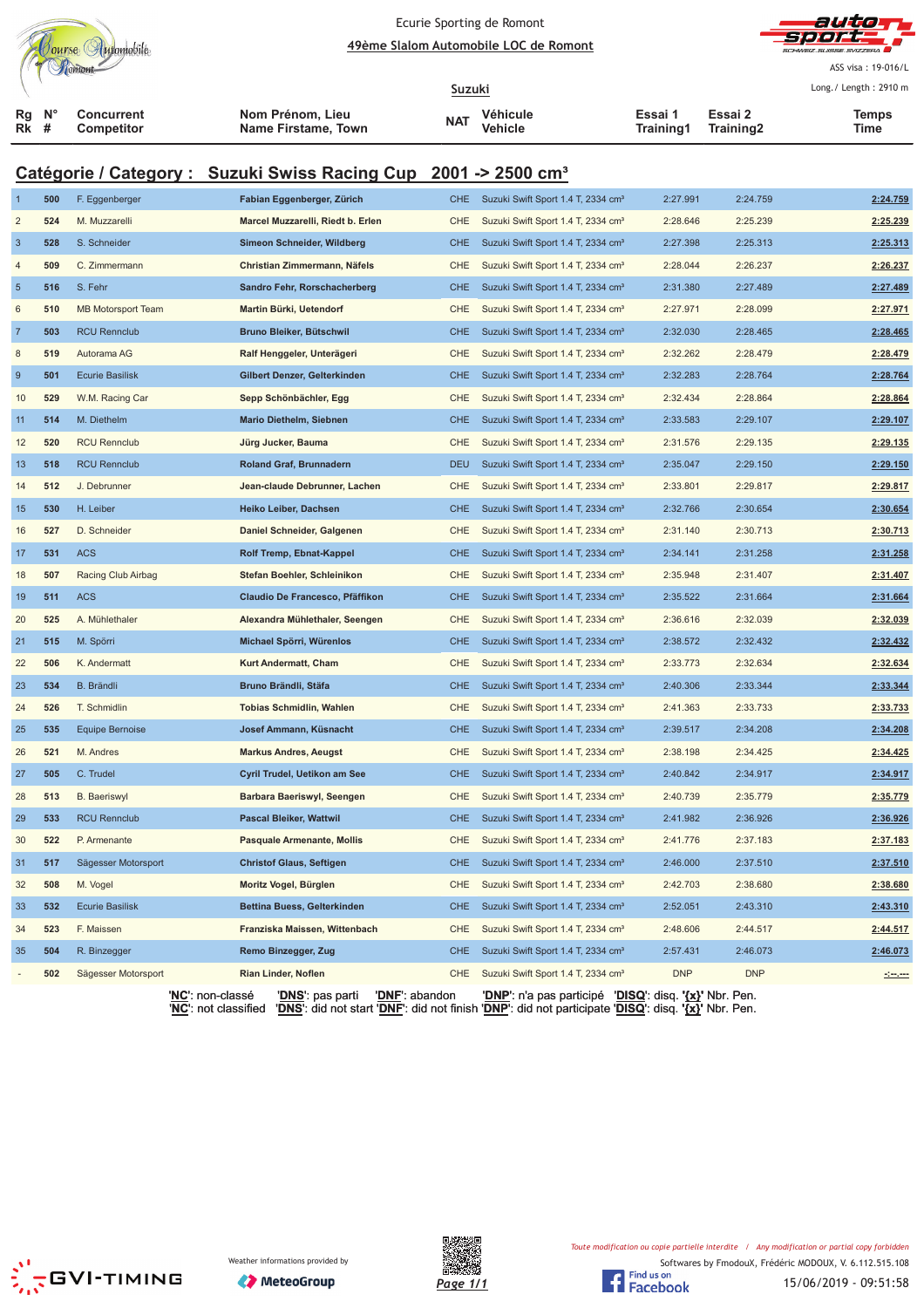Ecurie Sporting de Romont

49ème Slalom Automobile LOC de Romont

ASS visa : 19-016/L

Long./ Length : 2910 m

Suzuki

## Catégorie / Category : Suzuki Swiss Racing Cup 2001 -> 2500 cm³

| Rg Rk | N° # | Concurrent Competitor | Nom Prénom, Lieu Name Firstame, Town | NAT | Véhicule Vehicle | Essai 1 Training1 | Essai 2 Training2 | Temps Time |
|---|---|---|---|---|---|---|---|---|
| 1 | 500 | F. Eggenberger | Fabian Eggenberger, Zürich | CHE | Suzuki Swift Sport 1.4 T, 2334 cm³ | 2:27.991 | 2:24.759 | 2:24.759 |
| 2 | 524 | M. Muzzarelli | Marcel Muzzarelli, Riedt b. Erlen | CHE | Suzuki Swift Sport 1.4 T, 2334 cm³ | 2:28.646 | 2:25.239 | 2:25.239 |
| 3 | 528 | S. Schneider | Simeon Schneider, Wildberg | CHE | Suzuki Swift Sport 1.4 T, 2334 cm³ | 2:27.398 | 2:25.313 | 2:25.313 |
| 4 | 509 | C. Zimmermann | Christian Zimmermann, Näfels | CHE | Suzuki Swift Sport 1.4 T, 2334 cm³ | 2:28.044 | 2:26.237 | 2:26.237 |
| 5 | 516 | S. Fehr | Sandro Fehr, Rorschacherberg | CHE | Suzuki Swift Sport 1.4 T, 2334 cm³ | 2:31.380 | 2:27.489 | 2:27.489 |
| 6 | 510 | MB Motorsport Team | Martin Bürki, Uetendorf | CHE | Suzuki Swift Sport 1.4 T, 2334 cm³ | 2:27.971 | 2:28.099 | 2:27.971 |
| 7 | 503 | RCU Rennclub | Bruno Bleiker, Bütschwil | CHE | Suzuki Swift Sport 1.4 T, 2334 cm³ | 2:32.030 | 2:28.465 | 2:28.465 |
| 8 | 519 | Autorama AG | Ralf Henggeler, Unterägeri | CHE | Suzuki Swift Sport 1.4 T, 2334 cm³ | 2:32.262 | 2:28.479 | 2:28.479 |
| 9 | 501 | Ecurie Basilisk | Gilbert Denzer, Gelterkinden | CHE | Suzuki Swift Sport 1.4 T, 2334 cm³ | 2:32.283 | 2:28.764 | 2:28.764 |
| 10 | 529 | W.M. Racing Car | Sepp Schönbächler, Egg | CHE | Suzuki Swift Sport 1.4 T, 2334 cm³ | 2:32.434 | 2:28.864 | 2:28.864 |
| 11 | 514 | M. Diethelm | Mario Diethelm, Siebnen | CHE | Suzuki Swift Sport 1.4 T, 2334 cm³ | 2:33.583 | 2:29.107 | 2:29.107 |
| 12 | 520 | RCU Rennclub | Jürg Jucker, Bauma | CHE | Suzuki Swift Sport 1.4 T, 2334 cm³ | 2:31.576 | 2:29.135 | 2:29.135 |
| 13 | 518 | RCU Rennclub | Roland Graf, Brunnadern | DEU | Suzuki Swift Sport 1.4 T, 2334 cm³ | 2:35.047 | 2:29.150 | 2:29.150 |
| 14 | 512 | J. Debrunner | Jean-claude Debrunner, Lachen | CHE | Suzuki Swift Sport 1.4 T, 2334 cm³ | 2:33.801 | 2:29.817 | 2:29.817 |
| 15 | 530 | H. Leiber | Heiko Leiber, Dachsen | CHE | Suzuki Swift Sport 1.4 T, 2334 cm³ | 2:32.766 | 2:30.654 | 2:30.654 |
| 16 | 527 | D. Schneider | Daniel Schneider, Galgenen | CHE | Suzuki Swift Sport 1.4 T, 2334 cm³ | 2:31.140 | 2:30.713 | 2:30.713 |
| 17 | 531 | ACS | Rolf Tremp, Ebnat-Kappel | CHE | Suzuki Swift Sport 1.4 T, 2334 cm³ | 2:34.141 | 2:31.258 | 2:31.258 |
| 18 | 507 | Racing Club Airbag | Stefan Boehler, Schleinikon | CHE | Suzuki Swift Sport 1.4 T, 2334 cm³ | 2:35.948 | 2:31.407 | 2:31.407 |
| 19 | 511 | ACS | Claudio De Francesco, Pfäffikon | CHE | Suzuki Swift Sport 1.4 T, 2334 cm³ | 2:35.522 | 2:31.664 | 2:31.664 |
| 20 | 525 | A. Mühlethaler | Alexandra Mühlethaler, Seengen | CHE | Suzuki Swift Sport 1.4 T, 2334 cm³ | 2:36.616 | 2:32.039 | 2:32.039 |
| 21 | 515 | M. Spörri | Michael Spörri, Würenlos | CHE | Suzuki Swift Sport 1.4 T, 2334 cm³ | 2:38.572 | 2:32.432 | 2:32.432 |
| 22 | 506 | K. Andermatt | Kurt Andermatt, Cham | CHE | Suzuki Swift Sport 1.4 T, 2334 cm³ | 2:33.773 | 2:32.634 | 2:32.634 |
| 23 | 534 | B. Brändli | Bruno Brändli, Stäfa | CHE | Suzuki Swift Sport 1.4 T, 2334 cm³ | 2:40.306 | 2:33.344 | 2:33.344 |
| 24 | 526 | T. Schmidlin | Tobias Schmidlin, Wahlen | CHE | Suzuki Swift Sport 1.4 T, 2334 cm³ | 2:41.363 | 2:33.733 | 2:33.733 |
| 25 | 535 | Equipe Bernoise | Josef Ammann, Küsnacht | CHE | Suzuki Swift Sport 1.4 T, 2334 cm³ | 2:39.517 | 2:34.208 | 2:34.208 |
| 26 | 521 | M. Andres | Markus Andres, Aeugst | CHE | Suzuki Swift Sport 1.4 T, 2334 cm³ | 2:38.198 | 2:34.425 | 2:34.425 |
| 27 | 505 | C. Trudel | Cyril Trudel, Uetikon am See | CHE | Suzuki Swift Sport 1.4 T, 2334 cm³ | 2:40.842 | 2:34.917 | 2:34.917 |
| 28 | 513 | B. Baeriswyl | Barbara Baeriswyl, Seengen | CHE | Suzuki Swift Sport 1.4 T, 2334 cm³ | 2:40.739 | 2:35.779 | 2:35.779 |
| 29 | 533 | RCU Rennclub | Pascal Bleiker, Wattwil | CHE | Suzuki Swift Sport 1.4 T, 2334 cm³ | 2:41.982 | 2:36.926 | 2:36.926 |
| 30 | 522 | P. Armenante | Pasquale Armenante, Mollis | CHE | Suzuki Swift Sport 1.4 T, 2334 cm³ | 2:41.776 | 2:37.183 | 2:37.183 |
| 31 | 517 | Sägesser Motorsport | Christof Glaus, Seftigen | CHE | Suzuki Swift Sport 1.4 T, 2334 cm³ | 2:46.000 | 2:37.510 | 2:37.510 |
| 32 | 508 | M. Vogel | Moritz Vogel, Bürglen | CHE | Suzuki Swift Sport 1.4 T, 2334 cm³ | 2:42.703 | 2:38.680 | 2:38.680 |
| 33 | 532 | Ecurie Basilisk | Bettina Buess, Gelterkinden | CHE | Suzuki Swift Sport 1.4 T, 2334 cm³ | 2:52.051 | 2:43.310 | 2:43.310 |
| 34 | 523 | F. Maissen | Franziska Maissen, Wittenbach | CHE | Suzuki Swift Sport 1.4 T, 2334 cm³ | 2:48.606 | 2:44.517 | 2:44.517 |
| 35 | 504 | R. Binzegger | Remo Binzegger, Zug | CHE | Suzuki Swift Sport 1.4 T, 2334 cm³ | 2:57.431 | 2:46.073 | 2:46.073 |
| - | 502 | Sägesser Motorsport | Rian Linder, Noflen | CHE | Suzuki Swift Sport 1.4 T, 2334 cm³ | DNP | DNP | -:--.--- |

'NC': non-classé 'DNS': pas parti 'DNF': abandon 'DNP': n'a pas participé 'DISQ': disq. '{x}' Nbr. Pen.
'NC': not classified 'DNS': did not start 'DNF': did not finish 'DNP': did not participate 'DISQ': disq. '{x}' Nbr. Pen.

Weather informations provided by MeteoGroup

*Toute modification ou copie partielle interdite / Any modification or partial copy forbidden*

Softwares by FmodouX, Frédéric MODOUX, V. 6.112.515.108

15/06/2019 - 09:51:58